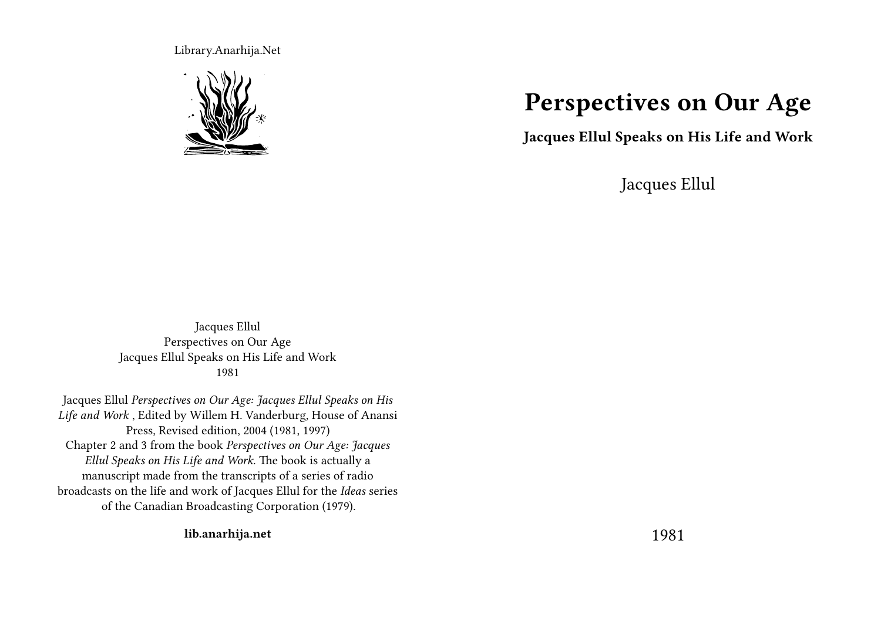Library.Anarhija.Net

# Perspectives on Our Age

**Jacques Ellul Speaks on His Life and Work**

Jacques Ellul

1981

Jacques Ellul
Perspectives on Our Age
Jacques Ellul Speaks on His Life and Work
1981

Jacques Ellul *Perspectives on Our Age: Jacques Ellul Speaks on His Life and Work* , Edited by Willem H. Vanderburg, House of Anansi Press, Revised edition, 2004 (1981, 1997)
Chapter 2 and 3 from the book *Perspectives on Our Age: Jacques Ellul Speaks on His Life and Work*. The book is actually a manuscript made from the transcripts of a series of radio broadcasts on the life and work of Jacques Ellul for the *Ideas* series of the Canadian Broadcasting Corporation (1979).

**lib.anarhija.net**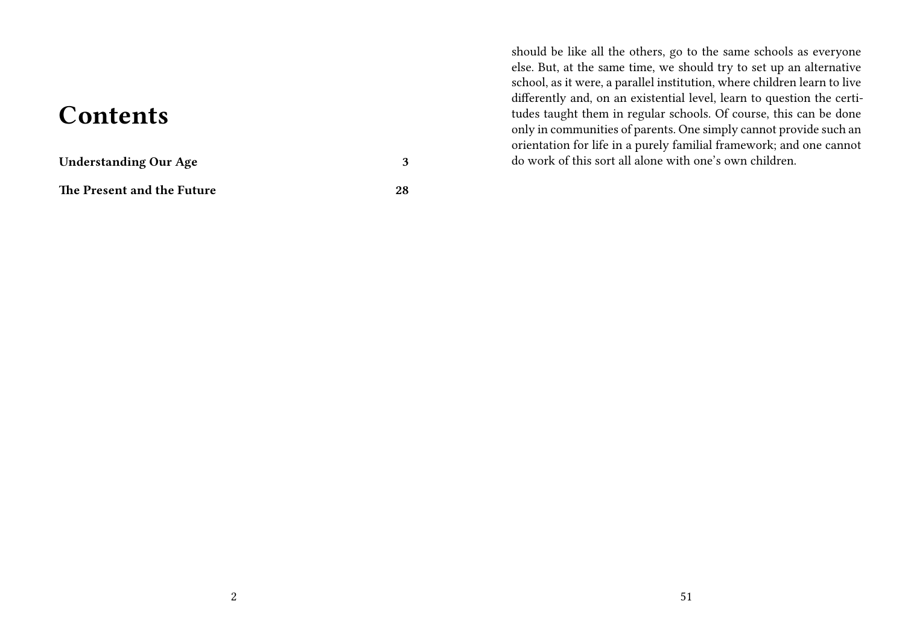# Contents

**Understanding Our Age** **3**

**The Present and the Future** **28**

should be like all the others, go to the same schools as everyone else. But, at the same time, we should try to set up an alternative school, as it were, a parallel institution, where children learn to live differently and, on an existential level, learn to question the certitudes taught them in regular schools. Of course, this can be done only in communities of parents. One simply cannot provide such an orientation for life in a purely familial framework; and one cannot do work of this sort all alone with one's own children.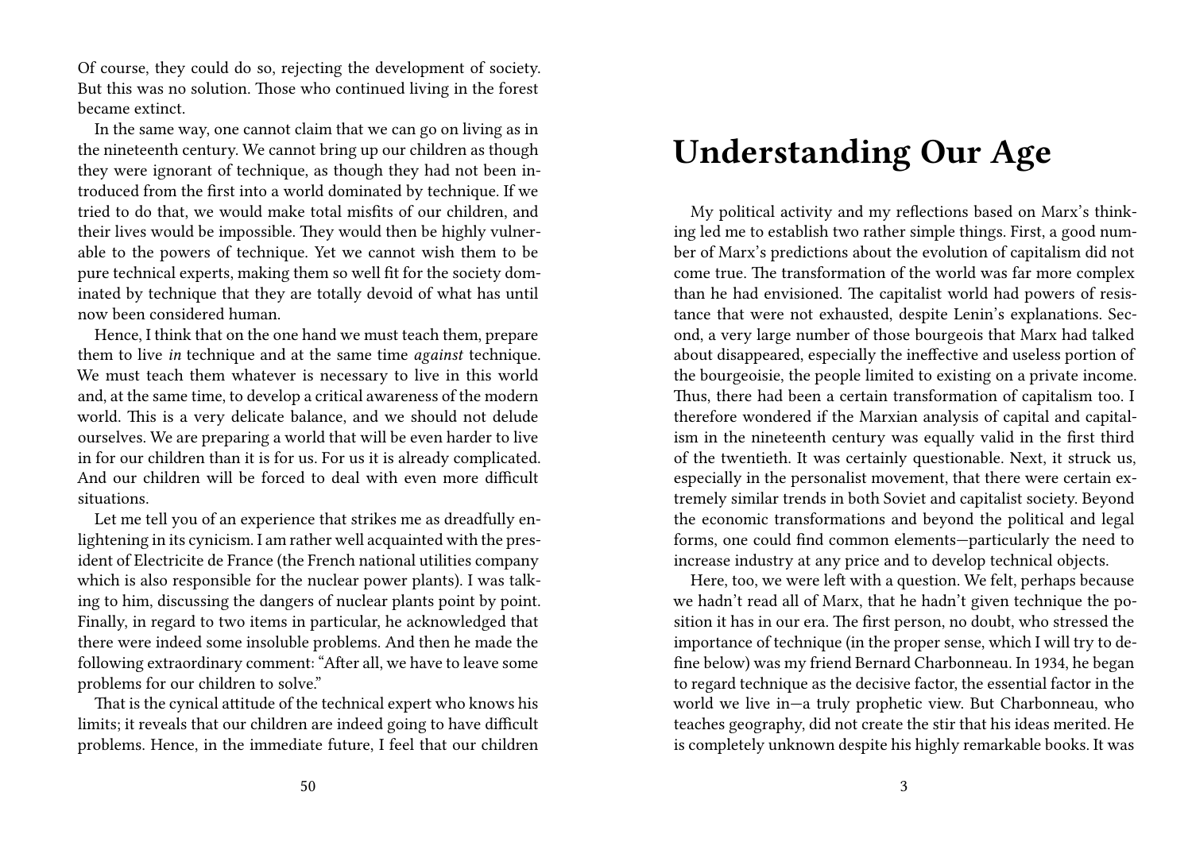Of course, they could do so, rejecting the development of society. But this was no solution. Those who continued living in the forest became extinct.

In the same way, one cannot claim that we can go on living as in the nineteenth century. We cannot bring up our children as though they were ignorant of technique, as though they had not been introduced from the first into a world dominated by technique. If we tried to do that, we would make total misfits of our children, and their lives would be impossible. They would then be highly vulnerable to the powers of technique. Yet we cannot wish them to be pure technical experts, making them so well fit for the society dominated by technique that they are totally devoid of what has until now been considered human.

Hence, I think that on the one hand we must teach them, prepare them to live *in* technique and at the same time *against* technique. We must teach them whatever is necessary to live in this world and, at the same time, to develop a critical awareness of the modern world. This is a very delicate balance, and we should not delude ourselves. We are preparing a world that will be even harder to live in for our children than it is for us. For us it is already complicated. And our children will be forced to deal with even more difficult situations.

Let me tell you of an experience that strikes me as dreadfully enlightening in its cynicism. I am rather well acquainted with the president of Electricite de France (the French national utilities company which is also responsible for the nuclear power plants). I was talking to him, discussing the dangers of nuclear plants point by point. Finally, in regard to two items in particular, he acknowledged that there were indeed some insoluble problems. And then he made the following extraordinary comment: "After all, we have to leave some problems for our children to solve."

That is the cynical attitude of the technical expert who knows his limits; it reveals that our children are indeed going to have difficult problems. Hence, in the immediate future, I feel that our children

# Understanding Our Age

My political activity and my reflections based on Marx's thinking led me to establish two rather simple things. First, a good number of Marx's predictions about the evolution of capitalism did not come true. The transformation of the world was far more complex than he had envisioned. The capitalist world had powers of resistance that were not exhausted, despite Lenin's explanations. Second, a very large number of those bourgeois that Marx had talked about disappeared, especially the ineffective and useless portion of the bourgeoisie, the people limited to existing on a private income. Thus, there had been a certain transformation of capitalism too. I therefore wondered if the Marxian analysis of capital and capitalism in the nineteenth century was equally valid in the first third of the twentieth. It was certainly questionable. Next, it struck us, especially in the personalist movement, that there were certain extremely similar trends in both Soviet and capitalist society. Beyond the economic transformations and beyond the political and legal forms, one could find common elements—particularly the need to increase industry at any price and to develop technical objects.

Here, too, we were left with a question. We felt, perhaps because we hadn't read all of Marx, that he hadn't given technique the position it has in our era. The first person, no doubt, who stressed the importance of technique (in the proper sense, which I will try to define below) was my friend Bernard Charbonneau. In 1934, he began to regard technique as the decisive factor, the essential factor in the world we live in—a truly prophetic view. But Charbonneau, who teaches geography, did not create the stir that his ideas merited. He is completely unknown despite his highly remarkable books. It was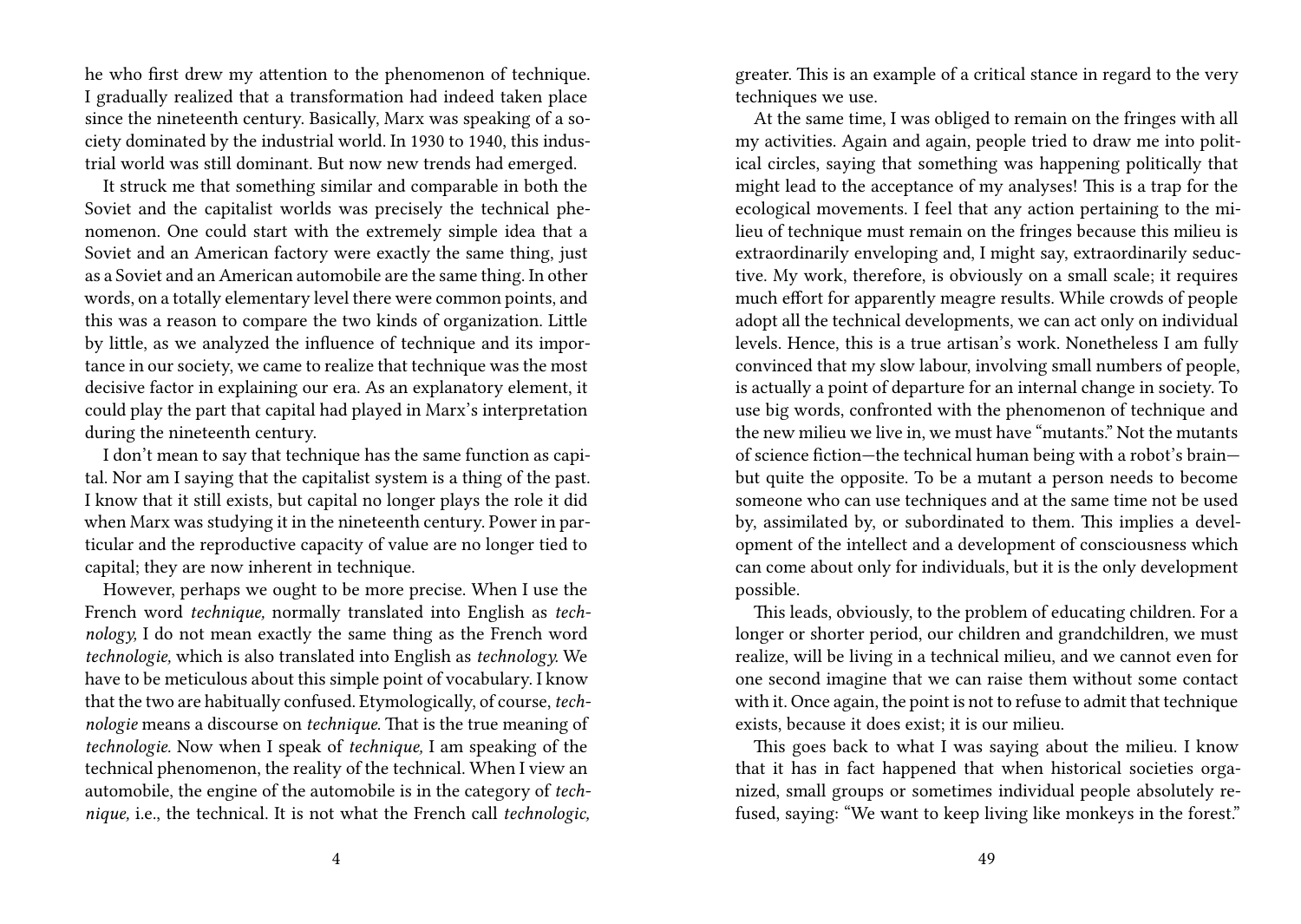he who first drew my attention to the phenomenon of technique. I gradually realized that a transformation had indeed taken place since the nineteenth century. Basically, Marx was speaking of a society dominated by the industrial world. In 1930 to 1940, this industrial world was still dominant. But now new trends had emerged.

It struck me that something similar and comparable in both the Soviet and the capitalist worlds was precisely the technical phenomenon. One could start with the extremely simple idea that a Soviet and an American factory were exactly the same thing, just as a Soviet and an American automobile are the same thing. In other words, on a totally elementary level there were common points, and this was a reason to compare the two kinds of organization. Little by little, as we analyzed the influence of technique and its importance in our society, we came to realize that technique was the most decisive factor in explaining our era. As an explanatory element, it could play the part that capital had played in Marx's interpretation during the nineteenth century.

I don't mean to say that technique has the same function as capital. Nor am I saying that the capitalist system is a thing of the past. I know that it still exists, but capital no longer plays the role it did when Marx was studying it in the nineteenth century. Power in particular and the reproductive capacity of value are no longer tied to capital; they are now inherent in technique.

However, perhaps we ought to be more precise. When I use the French word *technique,* normally translated into English as *technology,* I do not mean exactly the same thing as the French word *technologie,* which is also translated into English as *technology.* We have to be meticulous about this simple point of vocabulary. I know that the two are habitually confused. Etymologically, of course, *technologie* means a discourse on *technique.* That is the true meaning of *technologie.* Now when I speak of *technique,* I am speaking of the technical phenomenon, the reality of the technical. When I view an automobile, the engine of the automobile is in the category of *technique,* i.e., the technical. It is not what the French call *technologie,*

greater. This is an example of a critical stance in regard to the very techniques we use.

At the same time, I was obliged to remain on the fringes with all my activities. Again and again, people tried to draw me into political circles, saying that something was happening politically that might lead to the acceptance of my analyses! This is a trap for the ecological movements. I feel that any action pertaining to the milieu of technique must remain on the fringes because this milieu is extraordinarily enveloping and, I might say, extraordinarily seductive. My work, therefore, is obviously on a small scale; it requires much effort for apparently meagre results. While crowds of people adopt all the technical developments, we can act only on individual levels. Hence, this is a true artisan's work. Nonetheless I am fully convinced that my slow labour, involving small numbers of people, is actually a point of departure for an internal change in society. To use big words, confronted with the phenomenon of technique and the new milieu we live in, we must have "mutants." Not the mutants of science fiction—the technical human being with a robot's brain—but quite the opposite. To be a mutant a person needs to become someone who can use techniques and at the same time not be used by, assimilated by, or subordinated to them. This implies a development of the intellect and a development of consciousness which can come about only for individuals, but it is the only development possible.

This leads, obviously, to the problem of educating children. For a longer or shorter period, our children and grandchildren, we must realize, will be living in a technical milieu, and we cannot even for one second imagine that we can raise them without some contact with it. Once again, the point is not to refuse to admit that technique exists, because it does exist; it is our milieu.

This goes back to what I was saying about the milieu. I know that it has in fact happened that when historical societies organized, small groups or sometimes individual people absolutely refused, saying: "We want to keep living like monkeys in the forest."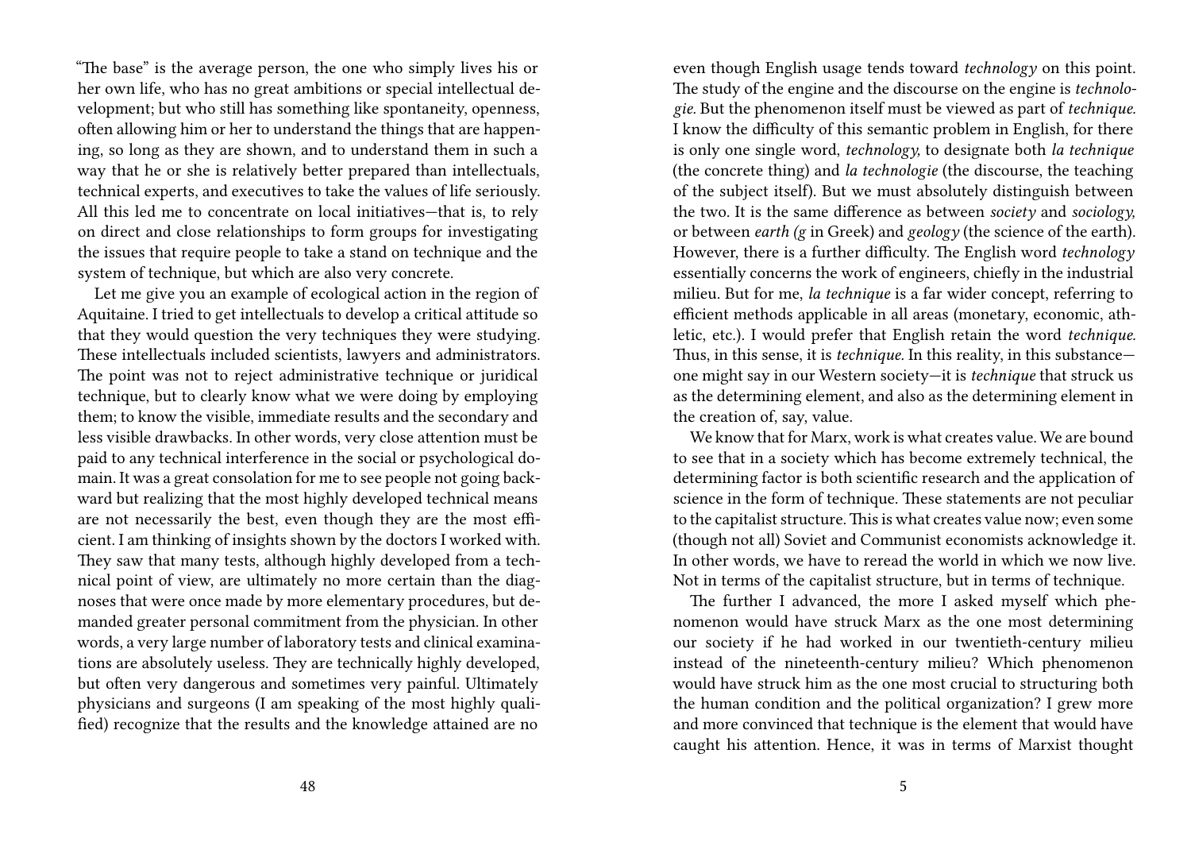"The base" is the average person, the one who simply lives his or her own life, who has no great ambitions or special intellectual development; but who still has something like spontaneity, openness, often allowing him or her to understand the things that are happening, so long as they are shown, and to understand them in such a way that he or she is relatively better prepared than intellectuals, technical experts, and executives to take the values of life seriously. All this led me to concentrate on local initiatives—that is, to rely on direct and close relationships to form groups for investigating the issues that require people to take a stand on technique and the system of technique, but which are also very concrete.

Let me give you an example of ecological action in the region of Aquitaine. I tried to get intellectuals to develop a critical attitude so that they would question the very techniques they were studying. These intellectuals included scientists, lawyers and administrators. The point was not to reject administrative technique or juridical technique, but to clearly know what we were doing by employing them; to know the visible, immediate results and the secondary and less visible drawbacks. In other words, very close attention must be paid to any technical interference in the social or psychological domain. It was a great consolation for me to see people not going backward but realizing that the most highly developed technical means are not necessarily the best, even though they are the most efficient. I am thinking of insights shown by the doctors I worked with. They saw that many tests, although highly developed from a technical point of view, are ultimately no more certain than the diagnoses that were once made by more elementary procedures, but demanded greater personal commitment from the physician. In other words, a very large number of laboratory tests and clinical examinations are absolutely useless. They are technically highly developed, but often very dangerous and sometimes very painful. Ultimately physicians and surgeons (I am speaking of the most highly qualified) recognize that the results and the knowledge attained are no

even though English usage tends toward *technology* on this point. The study of the engine and the discourse on the engine is *technologie*. But the phenomenon itself must be viewed as part of *technique*. I know the difficulty of this semantic problem in English, for there is only one single word, *technology,* to designate both *la technique* (the concrete thing) and *la technologie* (the discourse, the teaching of the subject itself). But we must absolutely distinguish between the two. It is the same difference as between *society* and *sociology,* or between *earth (g* in Greek) and *geology* (the science of the earth). However, there is a further difficulty. The English word *technology* essentially concerns the work of engineers, chiefly in the industrial milieu. But for me, *la technique* is a far wider concept, referring to efficient methods applicable in all areas (monetary, economic, athletic, etc.). I would prefer that English retain the word *technique.* Thus, in this sense, it is *technique*. In this reality, in this substance—one might say in our Western society—it is *technique* that struck us as the determining element, and also as the determining element in the creation of, say, value.

We know that for Marx, work is what creates value. We are bound to see that in a society which has become extremely technical, the determining factor is both scientific research and the application of science in the form of technique. These statements are not peculiar to the capitalist structure. This is what creates value now; even some (though not all) Soviet and Communist economists acknowledge it. In other words, we have to reread the world in which we now live. Not in terms of the capitalist structure, but in terms of technique.

The further I advanced, the more I asked myself which phenomenon would have struck Marx as the one most determining our society if he had worked in our twentieth-century milieu instead of the nineteenth-century milieu? Which phenomenon would have struck him as the one most crucial to structuring both the human condition and the political organization? I grew more and more convinced that technique is the element that would have caught his attention. Hence, it was in terms of Marxist thought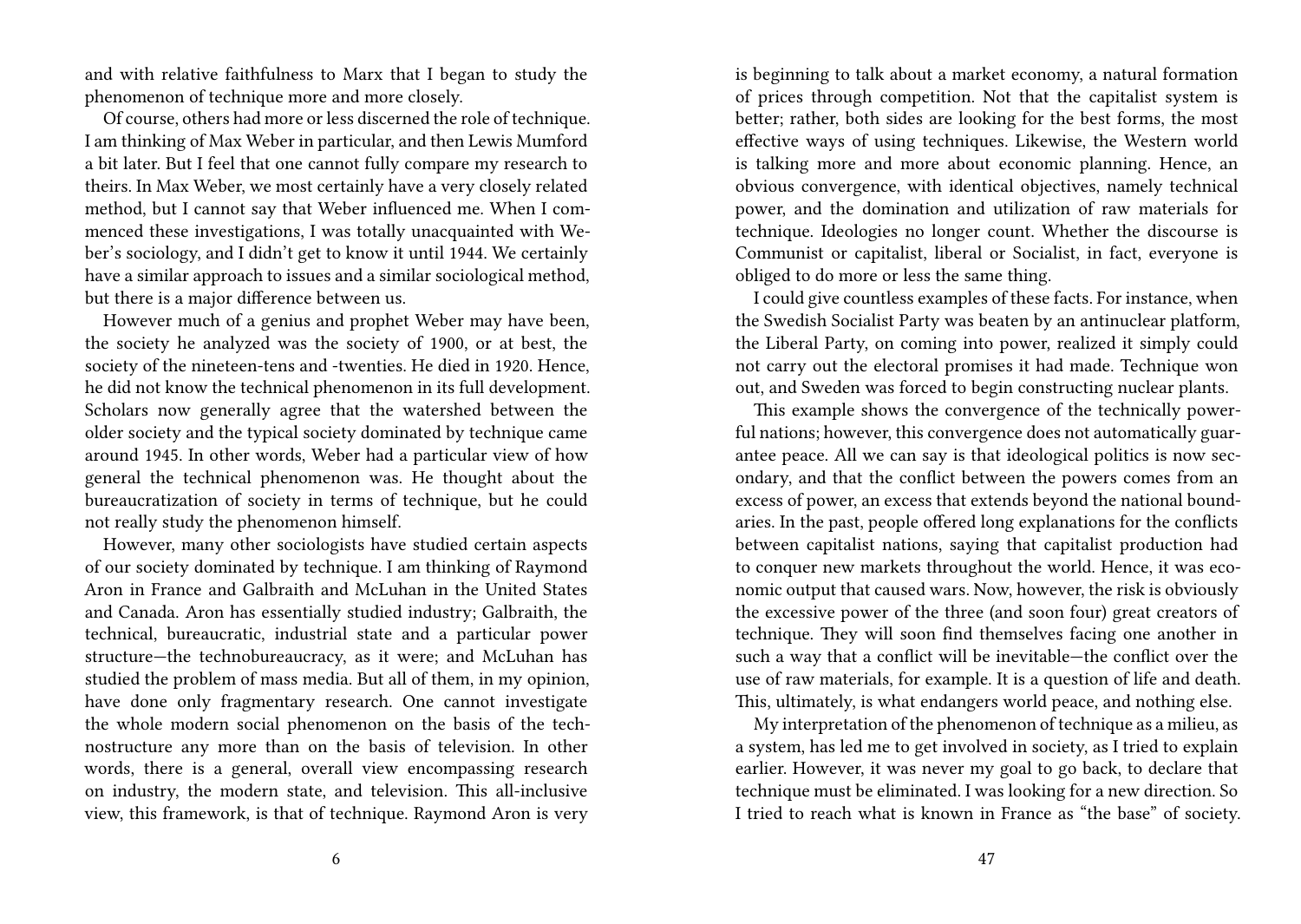and with relative faithfulness to Marx that I began to study the phenomenon of technique more and more closely.

Of course, others had more or less discerned the role of technique. I am thinking of Max Weber in particular, and then Lewis Mumford a bit later. But I feel that one cannot fully compare my research to theirs. In Max Weber, we most certainly have a very closely related method, but I cannot say that Weber influenced me. When I commenced these investigations, I was totally unacquainted with Weber's sociology, and I didn't get to know it until 1944. We certainly have a similar approach to issues and a similar sociological method, but there is a major difference between us.

However much of a genius and prophet Weber may have been, the society he analyzed was the society of 1900, or at best, the society of the nineteen-tens and -twenties. He died in 1920. Hence, he did not know the technical phenomenon in its full development. Scholars now generally agree that the watershed between the older society and the typical society dominated by technique came around 1945. In other words, Weber had a particular view of how general the technical phenomenon was. He thought about the bureaucratization of society in terms of technique, but he could not really study the phenomenon himself.

However, many other sociologists have studied certain aspects of our society dominated by technique. I am thinking of Raymond Aron in France and Galbraith and McLuhan in the United States and Canada. Aron has essentially studied industry; Galbraith, the technical, bureaucratic, industrial state and a particular power structure—the technobureaucracy, as it were; and McLuhan has studied the problem of mass media. But all of them, in my opinion, have done only fragmentary research. One cannot investigate the whole modern social phenomenon on the basis of the technostructure any more than on the basis of television. In other words, there is a general, overall view encompassing research on industry, the modern state, and television. This all-inclusive view, this framework, is that of technique. Raymond Aron is very

is beginning to talk about a market economy, a natural formation of prices through competition. Not that the capitalist system is better; rather, both sides are looking for the best forms, the most effective ways of using techniques. Likewise, the Western world is talking more and more about economic planning. Hence, an obvious convergence, with identical objectives, namely technical power, and the domination and utilization of raw materials for technique. Ideologies no longer count. Whether the discourse is Communist or capitalist, liberal or Socialist, in fact, everyone is obliged to do more or less the same thing.

I could give countless examples of these facts. For instance, when the Swedish Socialist Party was beaten by an antinuclear platform, the Liberal Party, on coming into power, realized it simply could not carry out the electoral promises it had made. Technique won out, and Sweden was forced to begin constructing nuclear plants.

This example shows the convergence of the technically powerful nations; however, this convergence does not automatically guarantee peace. All we can say is that ideological politics is now secondary, and that the conflict between the powers comes from an excess of power, an excess that extends beyond the national boundaries. In the past, people offered long explanations for the conflicts between capitalist nations, saying that capitalist production had to conquer new markets throughout the world. Hence, it was economic output that caused wars. Now, however, the risk is obviously the excessive power of the three (and soon four) great creators of technique. They will soon find themselves facing one another in such a way that a conflict will be inevitable—the conflict over the use of raw materials, for example. It is a question of life and death. This, ultimately, is what endangers world peace, and nothing else.

My interpretation of the phenomenon of technique as a milieu, as a system, has led me to get involved in society, as I tried to explain earlier. However, it was never my goal to go back, to declare that technique must be eliminated. I was looking for a new direction. So I tried to reach what is known in France as "the base" of society.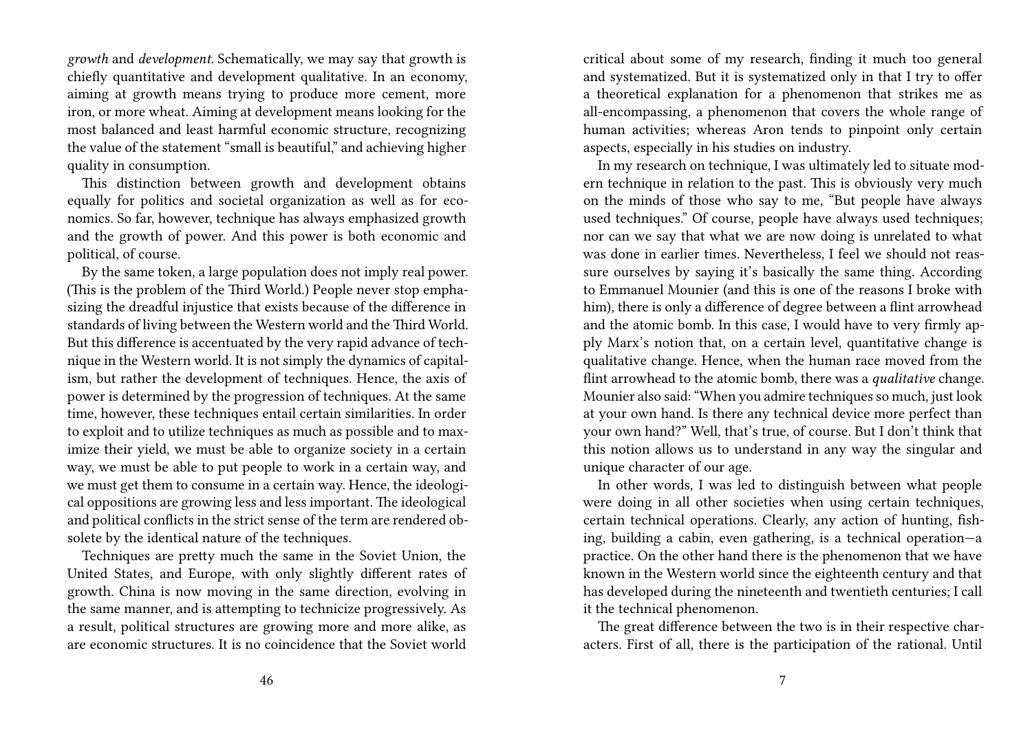*growth* and *development.* Schematically, we may say that growth is chiefly quantitative and development qualitative. In an economy, aiming at growth means trying to produce more cement, more iron, or more wheat. Aiming at development means looking for the most balanced and least harmful economic structure, recognizing the value of the statement "small is beautiful," and achieving higher quality in consumption.

This distinction between growth and development obtains equally for politics and societal organization as well as for economics. So far, however, technique has always emphasized growth and the growth of power. And this power is both economic and political, of course.

By the same token, a large population does not imply real power. (This is the problem of the Third World.) People never stop emphasizing the dreadful injustice that exists because of the difference in standards of living between the Western world and the Third World. But this difference is accentuated by the very rapid advance of technique in the Western world. It is not simply the dynamics of capitalism, but rather the development of techniques. Hence, the axis of power is determined by the progression of techniques. At the same time, however, these techniques entail certain similarities. In order to exploit and to utilize techniques as much as possible and to maximize their yield, we must be able to organize society in a certain way, we must be able to put people to work in a certain way, and we must get them to consume in a certain way. Hence, the ideological oppositions are growing less and less important. The ideological and political conflicts in the strict sense of the term are rendered obsolete by the identical nature of the techniques.

Techniques are pretty much the same in the Soviet Union, the United States, and Europe, with only slightly different rates of growth. China is now moving in the same direction, evolving in the same manner, and is attempting to technicize progressively. As a result, political structures are growing more and more alike, as are economic structures. It is no coincidence that the Soviet world

critical about some of my research, finding it much too general and systematized. But it is systematized only in that I try to offer a theoretical explanation for a phenomenon that strikes me as all-encompassing, a phenomenon that covers the whole range of human activities; whereas Aron tends to pinpoint only certain aspects, especially in his studies on industry.

In my research on technique, I was ultimately led to situate modern technique in relation to the past. This is obviously very much on the minds of those who say to me, "But people have always used techniques." Of course, people have always used techniques; nor can we say that what we are now doing is unrelated to what was done in earlier times. Nevertheless, I feel we should not reassure ourselves by saying it's basically the same thing. According to Emmanuel Mounier (and this is one of the reasons I broke with him), there is only a difference of degree between a flint arrowhead and the atomic bomb. In this case, I would have to very firmly apply Marx's notion that, on a certain level, quantitative change is qualitative change. Hence, when the human race moved from the flint arrowhead to the atomic bomb, there was a *qualitative* change. Mounier also said: "When you admire techniques so much, just look at your own hand. Is there any technical device more perfect than your own hand?" Well, that's true, of course. But I don't think that this notion allows us to understand in any way the singular and unique character of our age.

In other words, I was led to distinguish between what people were doing in all other societies when using certain techniques, certain technical operations. Clearly, any action of hunting, fishing, building a cabin, even gathering, is a technical operation—a practice. On the other hand there is the phenomenon that we have known in the Western world since the eighteenth century and that has developed during the nineteenth and twentieth centuries; I call it the technical phenomenon.

The great difference between the two is in their respective characters. First of all, there is the participation of the rational. Until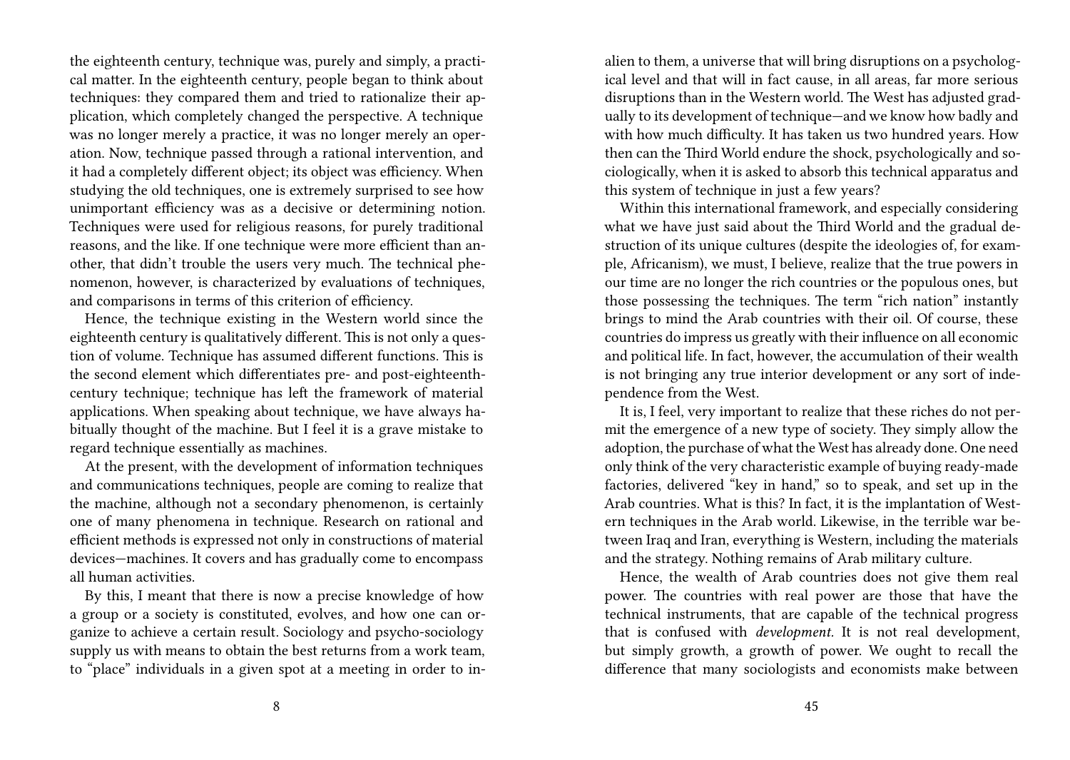the eighteenth century, technique was, purely and simply, a practical matter. In the eighteenth century, people began to think about techniques: they compared them and tried to rationalize their application, which completely changed the perspective. A technique was no longer merely a practice, it was no longer merely an operation. Now, technique passed through a rational intervention, and it had a completely different object; its object was efficiency. When studying the old techniques, one is extremely surprised to see how unimportant efficiency was as a decisive or determining notion. Techniques were used for religious reasons, for purely traditional reasons, and the like. If one technique were more efficient than another, that didn't trouble the users very much. The technical phenomenon, however, is characterized by evaluations of techniques, and comparisons in terms of this criterion of efficiency.

Hence, the technique existing in the Western world since the eighteenth century is qualitatively different. This is not only a question of volume. Technique has assumed different functions. This is the second element which differentiates pre- and post-eighteenth-century technique; technique has left the framework of material applications. When speaking about technique, we have always habitually thought of the machine. But I feel it is a grave mistake to regard technique essentially as machines.

At the present, with the development of information techniques and communications techniques, people are coming to realize that the machine, although not a secondary phenomenon, is certainly one of many phenomena in technique. Research on rational and efficient methods is expressed not only in constructions of material devices—machines. It covers and has gradually come to encompass all human activities.

By this, I meant that there is now a precise knowledge of how a group or a society is constituted, evolves, and how one can organize to achieve a certain result. Sociology and psycho-sociology supply us with means to obtain the best returns from a work team, to "place" individuals in a given spot at a meeting in order to in-

alien to them, a universe that will bring disruptions on a psychological level and that will in fact cause, in all areas, far more serious disruptions than in the Western world. The West has adjusted gradually to its development of technique—and we know how badly and with how much difficulty. It has taken us two hundred years. How then can the Third World endure the shock, psychologically and sociologically, when it is asked to absorb this technical apparatus and this system of technique in just a few years?

Within this international framework, and especially considering what we have just said about the Third World and the gradual destruction of its unique cultures (despite the ideologies of, for example, Africanism), we must, I believe, realize that the true powers in our time are no longer the rich countries or the populous ones, but those possessing the techniques. The term "rich nation" instantly brings to mind the Arab countries with their oil. Of course, these countries do impress us greatly with their influence on all economic and political life. In fact, however, the accumulation of their wealth is not bringing any true interior development or any sort of independence from the West.

It is, I feel, very important to realize that these riches do not permit the emergence of a new type of society. They simply allow the adoption, the purchase of what the West has already done. One need only think of the very characteristic example of buying ready-made factories, delivered "key in hand," so to speak, and set up in the Arab countries. What is this? In fact, it is the implantation of Western techniques in the Arab world. Likewise, in the terrible war between Iraq and Iran, everything is Western, including the materials and the strategy. Nothing remains of Arab military culture.

Hence, the wealth of Arab countries does not give them real power. The countries with real power are those that have the technical instruments, that are capable of the technical progress that is confused with *development*. It is not real development, but simply growth, a growth of power. We ought to recall the difference that many sociologists and economists make between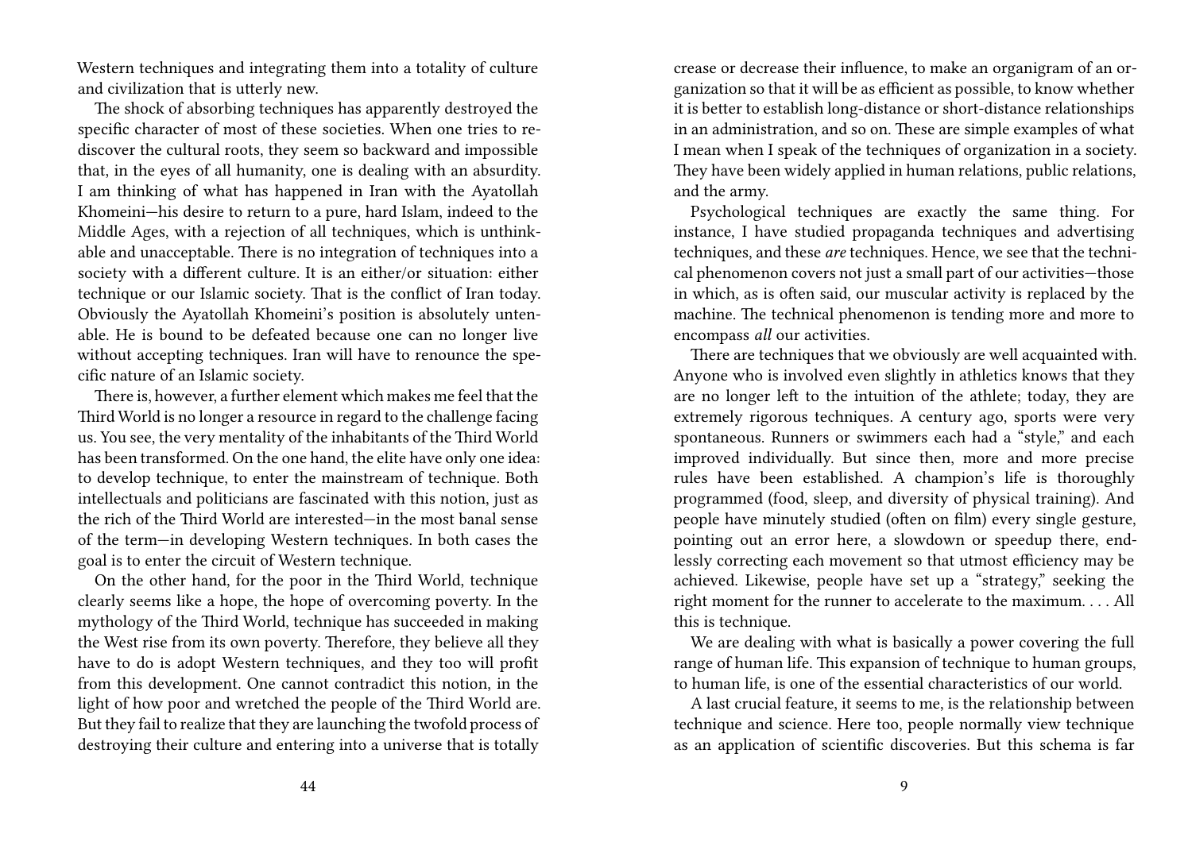Western techniques and integrating them into a totality of culture and civilization that is utterly new.

The shock of absorbing techniques has apparently destroyed the specific character of most of these societies. When one tries to rediscover the cultural roots, they seem so backward and impossible that, in the eyes of all humanity, one is dealing with an absurdity. I am thinking of what has happened in Iran with the Ayatollah Khomeini—his desire to return to a pure, hard Islam, indeed to the Middle Ages, with a rejection of all techniques, which is unthinkable and unacceptable. There is no integration of techniques into a society with a different culture. It is an either/or situation: either technique or our Islamic society. That is the conflict of Iran today. Obviously the Ayatollah Khomeini's position is absolutely untenable. He is bound to be defeated because one can no longer live without accepting techniques. Iran will have to renounce the specific nature of an Islamic society.

There is, however, a further element which makes me feel that the Third World is no longer a resource in regard to the challenge facing us. You see, the very mentality of the inhabitants of the Third World has been transformed. On the one hand, the elite have only one idea: to develop technique, to enter the mainstream of technique. Both intellectuals and politicians are fascinated with this notion, just as the rich of the Third World are interested—in the most banal sense of the term—in developing Western techniques. In both cases the goal is to enter the circuit of Western technique.

On the other hand, for the poor in the Third World, technique clearly seems like a hope, the hope of overcoming poverty. In the mythology of the Third World, technique has succeeded in making the West rise from its own poverty. Therefore, they believe all they have to do is adopt Western techniques, and they too will profit from this development. One cannot contradict this notion, in the light of how poor and wretched the people of the Third World are. But they fail to realize that they are launching the twofold process of destroying their culture and entering into a universe that is totally

crease or decrease their influence, to make an organigram of an organization so that it will be as efficient as possible, to know whether it is better to establish long-distance or short-distance relationships in an administration, and so on. These are simple examples of what I mean when I speak of the techniques of organization in a society. They have been widely applied in human relations, public relations, and the army.

Psychological techniques are exactly the same thing. For instance, I have studied propaganda techniques and advertising techniques, and these *are* techniques. Hence, we see that the technical phenomenon covers not just a small part of our activities—those in which, as is often said, our muscular activity is replaced by the machine. The technical phenomenon is tending more and more to encompass *all* our activities.

There are techniques that we obviously are well acquainted with. Anyone who is involved even slightly in athletics knows that they are no longer left to the intuition of the athlete; today, they are extremely rigorous techniques. A century ago, sports were very spontaneous. Runners or swimmers each had a "style," and each improved individually. But since then, more and more precise rules have been established. A champion's life is thoroughly programmed (food, sleep, and diversity of physical training). And people have minutely studied (often on film) every single gesture, pointing out an error here, a slowdown or speedup there, endlessly correcting each movement so that utmost efficiency may be achieved. Likewise, people have set up a "strategy," seeking the right moment for the runner to accelerate to the maximum. . . . All this is technique.

We are dealing with what is basically a power covering the full range of human life. This expansion of technique to human groups, to human life, is one of the essential characteristics of our world.

A last crucial feature, it seems to me, is the relationship between technique and science. Here too, people normally view technique as an application of scientific discoveries. But this schema is far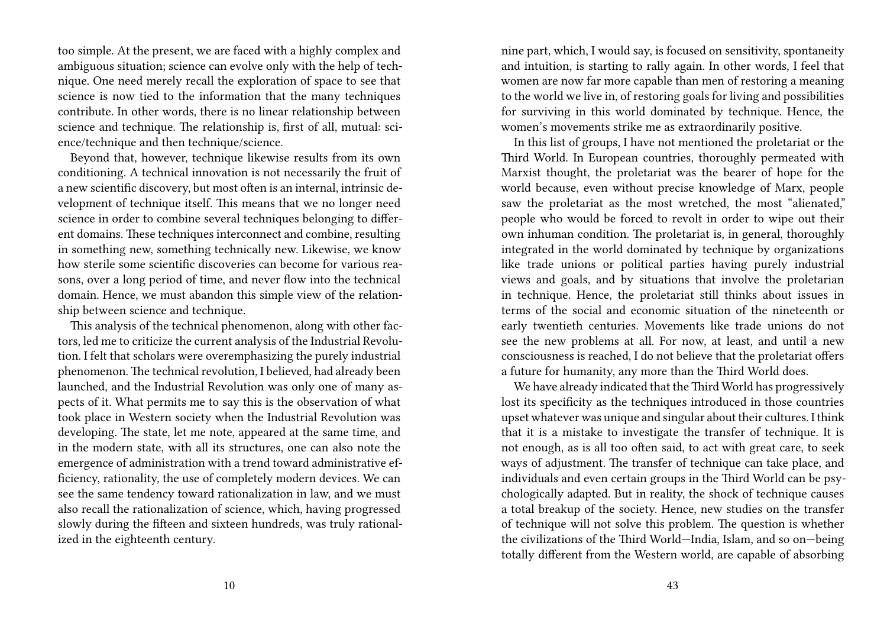too simple. At the present, we are faced with a highly complex and ambiguous situation; science can evolve only with the help of technique. One need merely recall the exploration of space to see that science is now tied to the information that the many techniques contribute. In other words, there is no linear relationship between science and technique. The relationship is, first of all, mutual: science/technique and then technique/science.

Beyond that, however, technique likewise results from its own conditioning. A technical innovation is not necessarily the fruit of a new scientific discovery, but most often is an internal, intrinsic development of technique itself. This means that we no longer need science in order to combine several techniques belonging to different domains. These techniques interconnect and combine, resulting in something new, something technically new. Likewise, we know how sterile some scientific discoveries can become for various reasons, over a long period of time, and never flow into the technical domain. Hence, we must abandon this simple view of the relationship between science and technique.

This analysis of the technical phenomenon, along with other factors, led me to criticize the current analysis of the Industrial Revolution. I felt that scholars were overemphasizing the purely industrial phenomenon. The technical revolution, I believed, had already been launched, and the Industrial Revolution was only one of many aspects of it. What permits me to say this is the observation of what took place in Western society when the Industrial Revolution was developing. The state, let me note, appeared at the same time, and in the modern state, with all its structures, one can also note the emergence of administration with a trend toward administrative efficiency, rationality, the use of completely modern devices. We can see the same tendency toward rationalization in law, and we must also recall the rationalization of science, which, having progressed slowly during the fifteen and sixteen hundreds, was truly rationalized in the eighteenth century.

nine part, which, I would say, is focused on sensitivity, spontaneity and intuition, is starting to rally again. In other words, I feel that women are now far more capable than men of restoring a meaning to the world we live in, of restoring goals for living and possibilities for surviving in this world dominated by technique. Hence, the women's movements strike me as extraordinarily positive.

In this list of groups, I have not mentioned the proletariat or the Third World. In European countries, thoroughly permeated with Marxist thought, the proletariat was the bearer of hope for the world because, even without precise knowledge of Marx, people saw the proletariat as the most wretched, the most "alienated," people who would be forced to revolt in order to wipe out their own inhuman condition. The proletariat is, in general, thoroughly integrated in the world dominated by technique by organizations like trade unions or political parties having purely industrial views and goals, and by situations that involve the proletarian in technique. Hence, the proletariat still thinks about issues in terms of the social and economic situation of the nineteenth or early twentieth centuries. Movements like trade unions do not see the new problems at all. For now, at least, and until a new consciousness is reached, I do not believe that the proletariat offers a future for humanity, any more than the Third World does.

We have already indicated that the Third World has progressively lost its specificity as the techniques introduced in those countries upset whatever was unique and singular about their cultures. I think that it is a mistake to investigate the transfer of technique. It is not enough, as is all too often said, to act with great care, to seek ways of adjustment. The transfer of technique can take place, and individuals and even certain groups in the Third World can be psychologically adapted. But in reality, the shock of technique causes a total breakup of the society. Hence, new studies on the transfer of technique will not solve this problem. The question is whether the civilizations of the Third World—India, Islam, and so on—being totally different from the Western world, are capable of absorbing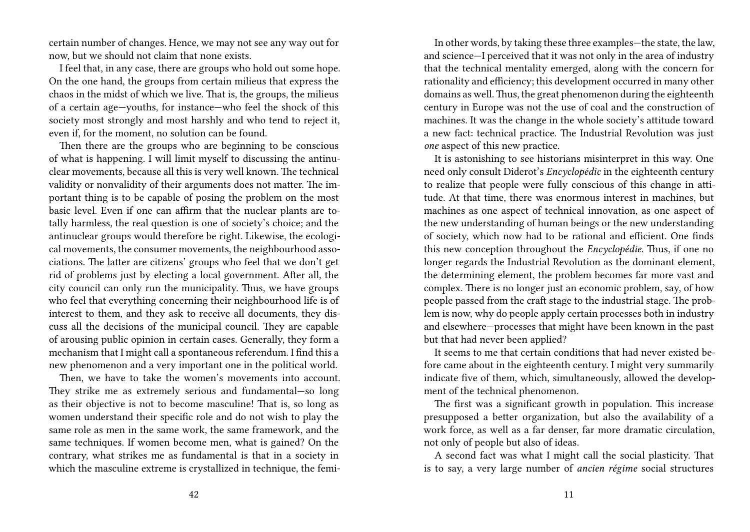certain number of changes. Hence, we may not see any way out for now, but we should not claim that none exists.

I feel that, in any case, there are groups who hold out some hope. On the one hand, the groups from certain milieus that express the chaos in the midst of which we live. That is, the groups, the milieus of a certain age—youths, for instance—who feel the shock of this society most strongly and most harshly and who tend to reject it, even if, for the moment, no solution can be found.

Then there are the groups who are beginning to be conscious of what is happening. I will limit myself to discussing the antinuclear movements, because all this is very well known. The technical validity or nonvalidity of their arguments does not matter. The important thing is to be capable of posing the problem on the most basic level. Even if one can affirm that the nuclear plants are totally harmless, the real question is one of society's choice; and the antinuclear groups would therefore be right. Likewise, the ecological movements, the consumer movements, the neighbourhood associations. The latter are citizens' groups who feel that we don't get rid of problems just by electing a local government. After all, the city council can only run the municipality. Thus, we have groups who feel that everything concerning their neighbourhood life is of interest to them, and they ask to receive all documents, they discuss all the decisions of the municipal council. They are capable of arousing public opinion in certain cases. Generally, they form a mechanism that I might call a spontaneous referendum. I find this a new phenomenon and a very important one in the political world.

Then, we have to take the women's movements into account. They strike me as extremely serious and fundamental—so long as their objective is not to become masculine! That is, so long as women understand their specific role and do not wish to play the same role as men in the same work, the same framework, and the same techniques. If women become men, what is gained? On the contrary, what strikes me as fundamental is that in a society in which the masculine extreme is crystallized in technique, the femi-

In other words, by taking these three examples—the state, the law, and science—I perceived that it was not only in the area of industry that the technical mentality emerged, along with the concern for rationality and efficiency; this development occurred in many other domains as well. Thus, the great phenomenon during the eighteenth century in Europe was not the use of coal and the construction of machines. It was the change in the whole society's attitude toward a new fact: technical practice. The Industrial Revolution was just *one* aspect of this new practice.

It is astonishing to see historians misinterpret in this way. One need only consult Diderot's *Encyclopédic* in the eighteenth century to realize that people were fully conscious of this change in attitude. At that time, there was enormous interest in machines, but machines as one aspect of technical innovation, as one aspect of the new understanding of human beings or the new understanding of society, which now had to be rational and efficient. One finds this new conception throughout the *Encyclopédie.* Thus, if one no longer regards the Industrial Revolution as the dominant element, the determining element, the problem becomes far more vast and complex. There is no longer just an economic problem, say, of how people passed from the craft stage to the industrial stage. The problem is now, why do people apply certain processes both in industry and elsewhere—processes that might have been known in the past but that had never been applied?

It seems to me that certain conditions that had never existed before came about in the eighteenth century. I might very summarily indicate five of them, which, simultaneously, allowed the development of the technical phenomenon.

The first was a significant growth in population. This increase presupposed a better organization, but also the availability of a work force, as well as a far denser, far more dramatic circulation, not only of people but also of ideas.

A second fact was what I might call the social plasticity. That is to say, a very large number of *ancien régime* social structures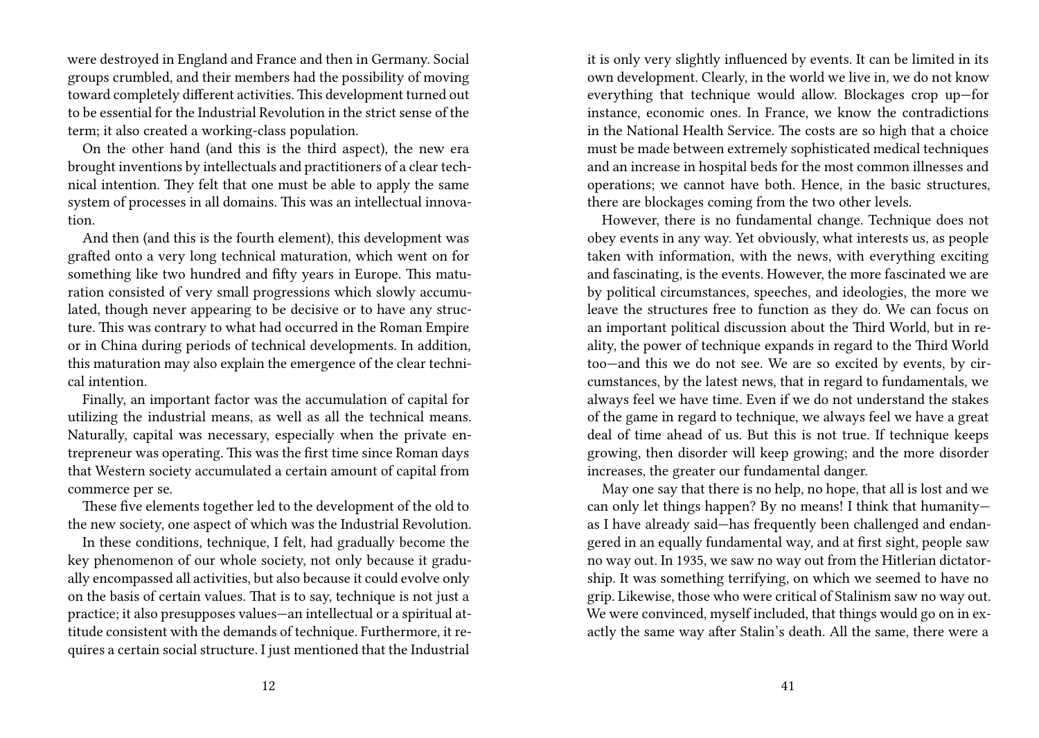were destroyed in England and France and then in Germany. Social groups crumbled, and their members had the possibility of moving toward completely different activities. This development turned out to be essential for the Industrial Revolution in the strict sense of the term; it also created a working-class population.

On the other hand (and this is the third aspect), the new era brought inventions by intellectuals and practitioners of a clear technical intention. They felt that one must be able to apply the same system of processes in all domains. This was an intellectual innovation.

And then (and this is the fourth element), this development was grafted onto a very long technical maturation, which went on for something like two hundred and fifty years in Europe. This maturation consisted of very small progressions which slowly accumulated, though never appearing to be decisive or to have any structure. This was contrary to what had occurred in the Roman Empire or in China during periods of technical developments. In addition, this maturation may also explain the emergence of the clear technical intention.

Finally, an important factor was the accumulation of capital for utilizing the industrial means, as well as all the technical means. Naturally, capital was necessary, especially when the private entrepreneur was operating. This was the first time since Roman days that Western society accumulated a certain amount of capital from commerce per se.

These five elements together led to the development of the old to the new society, one aspect of which was the Industrial Revolution.

In these conditions, technique, I felt, had gradually become the key phenomenon of our whole society, not only because it gradually encompassed all activities, but also because it could evolve only on the basis of certain values. That is to say, technique is not just a practice; it also presupposes values—an intellectual or a spiritual attitude consistent with the demands of technique. Furthermore, it requires a certain social structure. I just mentioned that the Industrial

it is only very slightly influenced by events. It can be limited in its own development. Clearly, in the world we live in, we do not know everything that technique would allow. Blockages crop up—for instance, economic ones. In France, we know the contradictions in the National Health Service. The costs are so high that a choice must be made between extremely sophisticated medical techniques and an increase in hospital beds for the most common illnesses and operations; we cannot have both. Hence, in the basic structures, there are blockages coming from the two other levels.

However, there is no fundamental change. Technique does not obey events in any way. Yet obviously, what interests us, as people taken with information, with the news, with everything exciting and fascinating, is the events. However, the more fascinated we are by political circumstances, speeches, and ideologies, the more we leave the structures free to function as they do. We can focus on an important political discussion about the Third World, but in reality, the power of technique expands in regard to the Third World too—and this we do not see. We are so excited by events, by circumstances, by the latest news, that in regard to fundamentals, we always feel we have time. Even if we do not understand the stakes of the game in regard to technique, we always feel we have a great deal of time ahead of us. But this is not true. If technique keeps growing, then disorder will keep growing; and the more disorder increases, the greater our fundamental danger.

May one say that there is no help, no hope, that all is lost and we can only let things happen? By no means! I think that humanity—as I have already said—has frequently been challenged and endangered in an equally fundamental way, and at first sight, people saw no way out. In 1935, we saw no way out from the Hitlerian dictatorship. It was something terrifying, on which we seemed to have no grip. Likewise, those who were critical of Stalinism saw no way out. We were convinced, myself included, that things would go on in exactly the same way after Stalin's death. All the same, there were a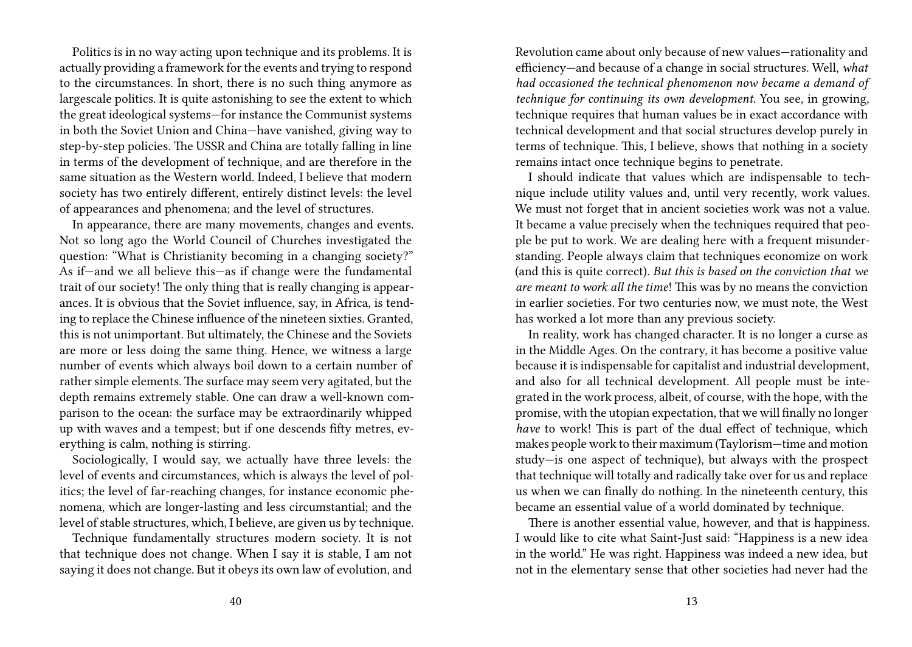Politics is in no way acting upon technique and its problems. It is actually providing a framework for the events and trying to respond to the circumstances. In short, there is no such thing anymore as largescale politics. It is quite astonishing to see the extent to which the great ideological systems—for instance the Communist systems in both the Soviet Union and China—have vanished, giving way to step-by-step policies. The USSR and China are totally falling in line in terms of the development of technique, and are therefore in the same situation as the Western world. Indeed, I believe that modern society has two entirely different, entirely distinct levels: the level of appearances and phenomena; and the level of structures.

In appearance, there are many movements, changes and events. Not so long ago the World Council of Churches investigated the question: "What is Christianity becoming in a changing society?" As if—and we all believe this—as if change were the fundamental trait of our society! The only thing that is really changing is appearances. It is obvious that the Soviet influence, say, in Africa, is tending to replace the Chinese influence of the nineteen sixties. Granted, this is not unimportant. But ultimately, the Chinese and the Soviets are more or less doing the same thing. Hence, we witness a large number of events which always boil down to a certain number of rather simple elements. The surface may seem very agitated, but the depth remains extremely stable. One can draw a well-known comparison to the ocean: the surface may be extraordinarily whipped up with waves and a tempest; but if one descends fifty metres, everything is calm, nothing is stirring.

Sociologically, I would say, we actually have three levels: the level of events and circumstances, which is always the level of politics; the level of far-reaching changes, for instance economic phenomena, which are longer-lasting and less circumstantial; and the level of stable structures, which, I believe, are given us by technique.

Technique fundamentally structures modern society. It is not that technique does not change. When I say it is stable, I am not saying it does not change. But it obeys its own law of evolution, and

Revolution came about only because of new values—rationality and efficiency—and because of a change in social structures. Well, *what had occasioned the technical phenomenon now became a demand of technique for continuing its own development.* You see, in growing, technique requires that human values be in exact accordance with technical development and that social structures develop purely in terms of technique. This, I believe, shows that nothing in a society remains intact once technique begins to penetrate.

I should indicate that values which are indispensable to technique include utility values and, until very recently, work values. We must not forget that in ancient societies work was not a value. It became a value precisely when the techniques required that people be put to work. We are dealing here with a frequent misunderstanding. People always claim that techniques economize on work (and this is quite correct). *But this is based on the conviction that we are meant to work all the time*! This was by no means the conviction in earlier societies. For two centuries now, we must note, the West has worked a lot more than any previous society.

In reality, work has changed character. It is no longer a curse as in the Middle Ages. On the contrary, it has become a positive value because it is indispensable for capitalist and industrial development, and also for all technical development. All people must be integrated in the work process, albeit, of course, with the hope, with the promise, with the utopian expectation, that we will finally no longer *have* to work! This is part of the dual effect of technique, which makes people work to their maximum (Taylorism—time and motion study—is one aspect of technique), but always with the prospect that technique will totally and radically take over for us and replace us when we can finally do nothing. In the nineteenth century, this became an essential value of a world dominated by technique.

There is another essential value, however, and that is happiness. I would like to cite what Saint-Just said: "Happiness is a new idea in the world." He was right. Happiness was indeed a new idea, but not in the elementary sense that other societies had never had the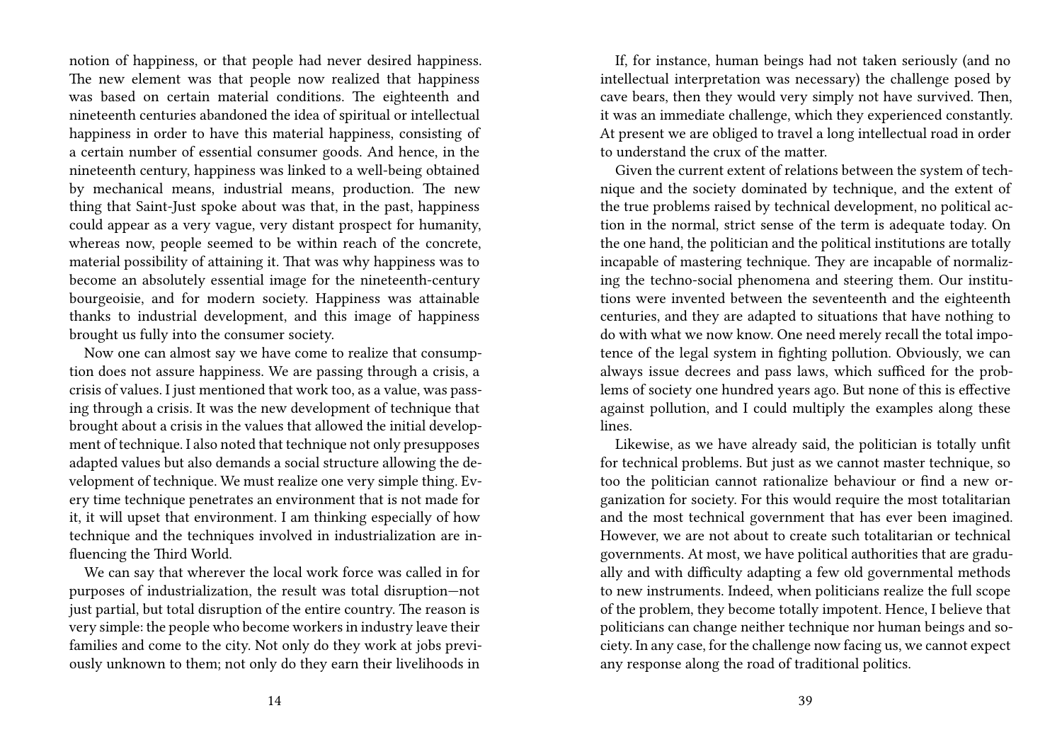notion of happiness, or that people had never desired happiness. The new element was that people now realized that happiness was based on certain material conditions. The eighteenth and nineteenth centuries abandoned the idea of spiritual or intellectual happiness in order to have this material happiness, consisting of a certain number of essential consumer goods. And hence, in the nineteenth century, happiness was linked to a well-being obtained by mechanical means, industrial means, production. The new thing that Saint-Just spoke about was that, in the past, happiness could appear as a very vague, very distant prospect for humanity, whereas now, people seemed to be within reach of the concrete, material possibility of attaining it. That was why happiness was to become an absolutely essential image for the nineteenth-century bourgeoisie, and for modern society. Happiness was attainable thanks to industrial development, and this image of happiness brought us fully into the consumer society.

Now one can almost say we have come to realize that consumption does not assure happiness. We are passing through a crisis, a crisis of values. I just mentioned that work too, as a value, was passing through a crisis. It was the new development of technique that brought about a crisis in the values that allowed the initial development of technique. I also noted that technique not only presupposes adapted values but also demands a social structure allowing the development of technique. We must realize one very simple thing. Every time technique penetrates an environment that is not made for it, it will upset that environment. I am thinking especially of how technique and the techniques involved in industrialization are influencing the Third World.

We can say that wherever the local work force was called in for purposes of industrialization, the result was total disruption—not just partial, but total disruption of the entire country. The reason is very simple: the people who become workers in industry leave their families and come to the city. Not only do they work at jobs previously unknown to them; not only do they earn their livelihoods in

If, for instance, human beings had not taken seriously (and no intellectual interpretation was necessary) the challenge posed by cave bears, then they would very simply not have survived. Then, it was an immediate challenge, which they experienced constantly. At present we are obliged to travel a long intellectual road in order to understand the crux of the matter.

Given the current extent of relations between the system of technique and the society dominated by technique, and the extent of the true problems raised by technical development, no political action in the normal, strict sense of the term is adequate today. On the one hand, the politician and the political institutions are totally incapable of mastering technique. They are incapable of normalizing the techno-social phenomena and steering them. Our institutions were invented between the seventeenth and the eighteenth centuries, and they are adapted to situations that have nothing to do with what we now know. One need merely recall the total impotence of the legal system in fighting pollution. Obviously, we can always issue decrees and pass laws, which sufficed for the problems of society one hundred years ago. But none of this is effective against pollution, and I could multiply the examples along these lines.

Likewise, as we have already said, the politician is totally unfit for technical problems. But just as we cannot master technique, so too the politician cannot rationalize behaviour or find a new organization for society. For this would require the most totalitarian and the most technical government that has ever been imagined. However, we are not about to create such totalitarian or technical governments. At most, we have political authorities that are gradually and with difficulty adapting a few old governmental methods to new instruments. Indeed, when politicians realize the full scope of the problem, they become totally impotent. Hence, I believe that politicians can change neither technique nor human beings and society. In any case, for the challenge now facing us, we cannot expect any response along the road of traditional politics.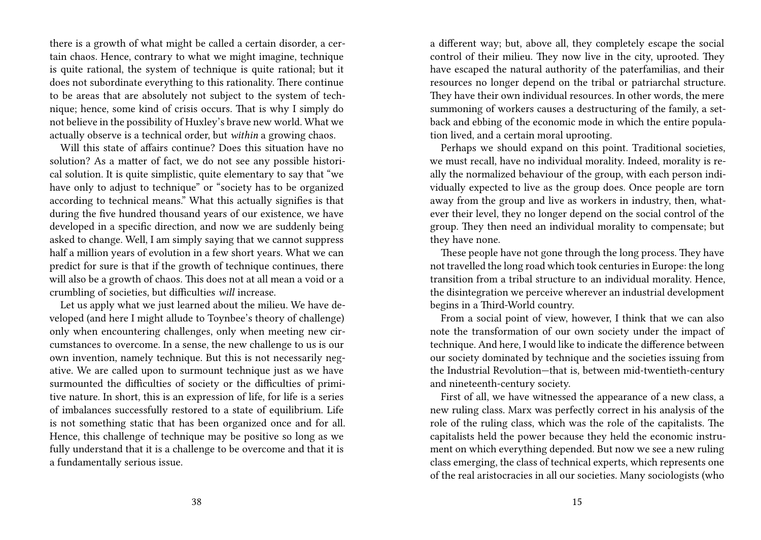there is a growth of what might be called a certain disorder, a certain chaos. Hence, contrary to what we might imagine, technique is quite rational, the system of technique is quite rational; but it does not subordinate everything to this rationality. There continue to be areas that are absolutely not subject to the system of technique; hence, some kind of crisis occurs. That is why I simply do not believe in the possibility of Huxley's brave new world. What we actually observe is a technical order, but *within* a growing chaos.

Will this state of affairs continue? Does this situation have no solution? As a matter of fact, we do not see any possible historical solution. It is quite simplistic, quite elementary to say that "we have only to adjust to technique" or "society has to be organized according to technical means." What this actually signifies is that during the five hundred thousand years of our existence, we have developed in a specific direction, and now we are suddenly being asked to change. Well, I am simply saying that we cannot suppress half a million years of evolution in a few short years. What we can predict for sure is that if the growth of technique continues, there will also be a growth of chaos. This does not at all mean a void or a crumbling of societies, but difficulties *will* increase.

Let us apply what we just learned about the milieu. We have developed (and here I might allude to Toynbee's theory of challenge) only when encountering challenges, only when meeting new circumstances to overcome. In a sense, the new challenge to us is our own invention, namely technique. But this is not necessarily negative. We are called upon to surmount technique just as we have surmounted the difficulties of society or the difficulties of primitive nature. In short, this is an expression of life, for life is a series of imbalances successfully restored to a state of equilibrium. Life is not something static that has been organized once and for all. Hence, this challenge of technique may be positive so long as we fully understand that it is a challenge to be overcome and that it is a fundamentally serious issue.

a different way; but, above all, they completely escape the social control of their milieu. They now live in the city, uprooted. They have escaped the natural authority of the paterfamilias, and their resources no longer depend on the tribal or patriarchal structure. They have their own individual resources. In other words, the mere summoning of workers causes a destructuring of the family, a setback and ebbing of the economic mode in which the entire population lived, and a certain moral uprooting.

Perhaps we should expand on this point. Traditional societies, we must recall, have no individual morality. Indeed, morality is really the normalized behaviour of the group, with each person individually expected to live as the group does. Once people are torn away from the group and live as workers in industry, then, whatever their level, they no longer depend on the social control of the group. They then need an individual morality to compensate; but they have none.

These people have not gone through the long process. They have not travelled the long road which took centuries in Europe: the long transition from a tribal structure to an individual morality. Hence, the disintegration we perceive wherever an industrial development begins in a Third-World country.

From a social point of view, however, I think that we can also note the transformation of our own society under the impact of technique. And here, I would like to indicate the difference between our society dominated by technique and the societies issuing from the Industrial Revolution—that is, between mid-twentieth-century and nineteenth-century society.

First of all, we have witnessed the appearance of a new class, a new ruling class. Marx was perfectly correct in his analysis of the role of the ruling class, which was the role of the capitalists. The capitalists held the power because they held the economic instrument on which everything depended. But now we see a new ruling class emerging, the class of technical experts, which represents one of the real aristocracies in all our societies. Many sociologists (who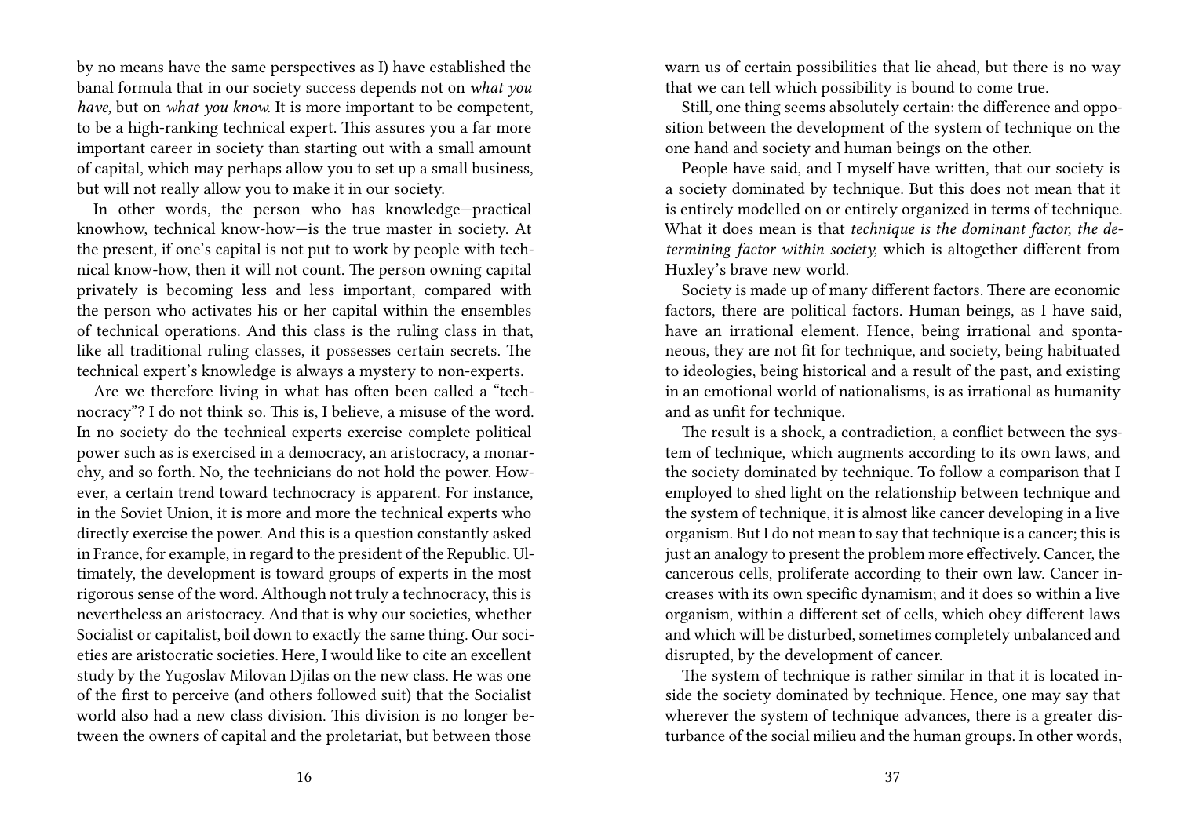by no means have the same perspectives as I) have established the banal formula that in our society success depends not on *what you have,* but on *what you know.* It is more important to be competent, to be a high-ranking technical expert. This assures you a far more important career in society than starting out with a small amount of capital, which may perhaps allow you to set up a small business, but will not really allow you to make it in our society.

In other words, the person who has knowledge—practical knowhow, technical know-how—is the true master in society. At the present, if one's capital is not put to work by people with technical know-how, then it will not count. The person owning capital privately is becoming less and less important, compared with the person who activates his or her capital within the ensembles of technical operations. And this class is the ruling class in that, like all traditional ruling classes, it possesses certain secrets. The technical expert's knowledge is always a mystery to non-experts.

Are we therefore living in what has often been called a "technocracy"? I do not think so. This is, I believe, a misuse of the word. In no society do the technical experts exercise complete political power such as is exercised in a democracy, an aristocracy, a monarchy, and so forth. No, the technicians do not hold the power. However, a certain trend toward technocracy is apparent. For instance, in the Soviet Union, it is more and more the technical experts who directly exercise the power. And this is a question constantly asked in France, for example, in regard to the president of the Republic. Ultimately, the development is toward groups of experts in the most rigorous sense of the word. Although not truly a technocracy, this is nevertheless an aristocracy. And that is why our societies, whether Socialist or capitalist, boil down to exactly the same thing. Our societies are aristocratic societies. Here, I would like to cite an excellent study by the Yugoslav Milovan Djilas on the new class. He was one of the first to perceive (and others followed suit) that the Socialist world also had a new class division. This division is no longer between the owners of capital and the proletariat, but between those

warn us of certain possibilities that lie ahead, but there is no way that we can tell which possibility is bound to come true.

Still, one thing seems absolutely certain: the difference and opposition between the development of the system of technique on the one hand and society and human beings on the other.

People have said, and I myself have written, that our society is a society dominated by technique. But this does not mean that it is entirely modelled on or entirely organized in terms of technique. What it does mean is that *technique is the dominant factor, the determining factor within society,* which is altogether different from Huxley's brave new world.

Society is made up of many different factors. There are economic factors, there are political factors. Human beings, as I have said, have an irrational element. Hence, being irrational and spontaneous, they are not fit for technique, and society, being habituated to ideologies, being historical and a result of the past, and existing in an emotional world of nationalisms, is as irrational as humanity and as unfit for technique.

The result is a shock, a contradiction, a conflict between the system of technique, which augments according to its own laws, and the society dominated by technique. To follow a comparison that I employed to shed light on the relationship between technique and the system of technique, it is almost like cancer developing in a live organism. But I do not mean to say that technique is a cancer; this is just an analogy to present the problem more effectively. Cancer, the cancerous cells, proliferate according to their own law. Cancer increases with its own specific dynamism; and it does so within a live organism, within a different set of cells, which obey different laws and which will be disturbed, sometimes completely unbalanced and disrupted, by the development of cancer.

The system of technique is rather similar in that it is located inside the society dominated by technique. Hence, one may say that wherever the system of technique advances, there is a greater disturbance of the social milieu and the human groups. In other words,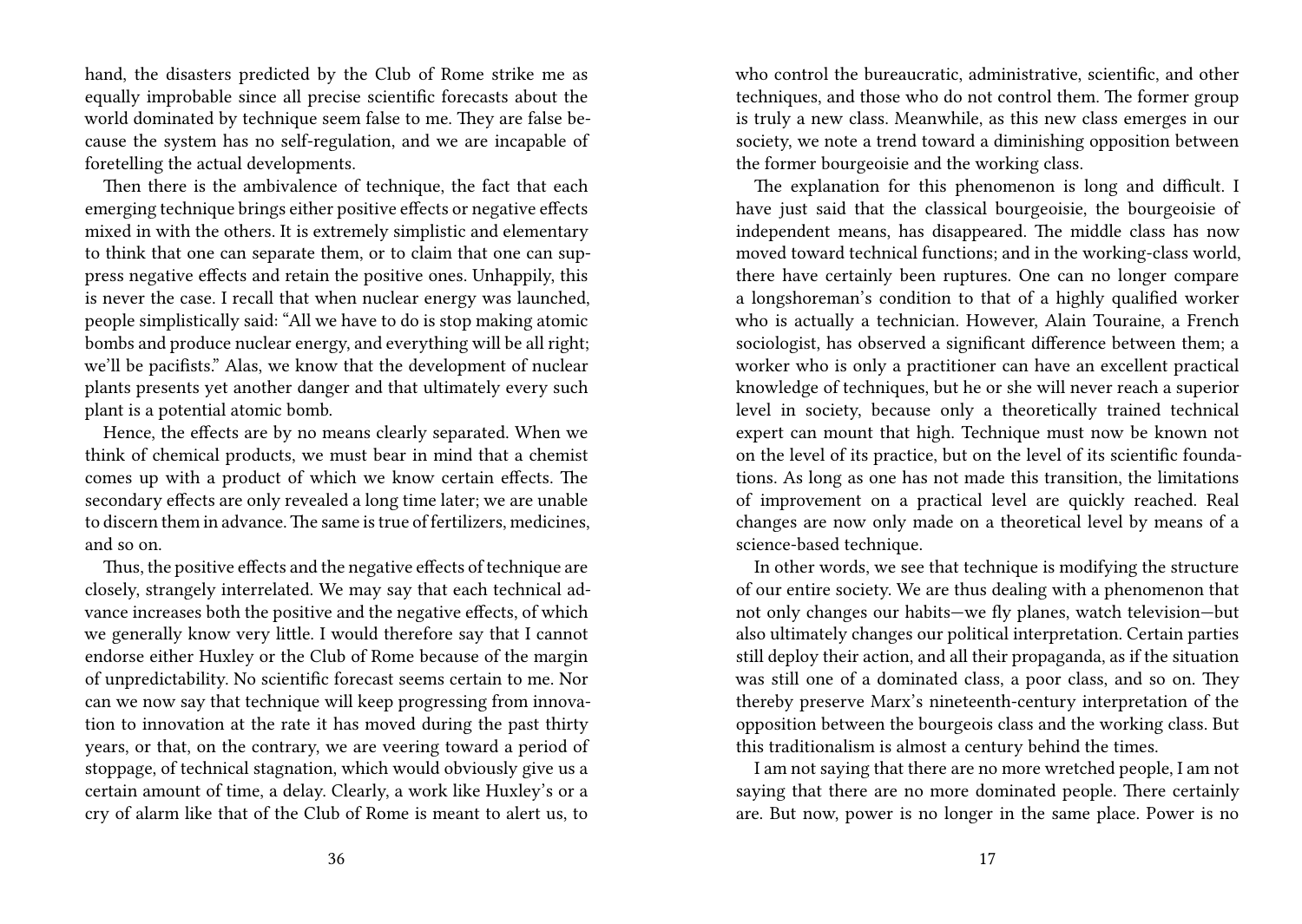hand, the disasters predicted by the Club of Rome strike me as equally improbable since all precise scientific forecasts about the world dominated by technique seem false to me. They are false because the system has no self-regulation, and we are incapable of foretelling the actual developments.

Then there is the ambivalence of technique, the fact that each emerging technique brings either positive effects or negative effects mixed in with the others. It is extremely simplistic and elementary to think that one can separate them, or to claim that one can suppress negative effects and retain the positive ones. Unhappily, this is never the case. I recall that when nuclear energy was launched, people simplistically said: "All we have to do is stop making atomic bombs and produce nuclear energy, and everything will be all right; we'll be pacifists." Alas, we know that the development of nuclear plants presents yet another danger and that ultimately every such plant is a potential atomic bomb.

Hence, the effects are by no means clearly separated. When we think of chemical products, we must bear in mind that a chemist comes up with a product of which we know certain effects. The secondary effects are only revealed a long time later; we are unable to discern them in advance. The same is true of fertilizers, medicines, and so on.

Thus, the positive effects and the negative effects of technique are closely, strangely interrelated. We may say that each technical advance increases both the positive and the negative effects, of which we generally know very little. I would therefore say that I cannot endorse either Huxley or the Club of Rome because of the margin of unpredictability. No scientific forecast seems certain to me. Nor can we now say that technique will keep progressing from innovation to innovation at the rate it has moved during the past thirty years, or that, on the contrary, we are veering toward a period of stoppage, of technical stagnation, which would obviously give us a certain amount of time, a delay. Clearly, a work like Huxley's or a cry of alarm like that of the Club of Rome is meant to alert us, to

who control the bureaucratic, administrative, scientific, and other techniques, and those who do not control them. The former group is truly a new class. Meanwhile, as this new class emerges in our society, we note a trend toward a diminishing opposition between the former bourgeoisie and the working class.

The explanation for this phenomenon is long and difficult. I have just said that the classical bourgeoisie, the bourgeoisie of independent means, has disappeared. The middle class has now moved toward technical functions; and in the working-class world, there have certainly been ruptures. One can no longer compare a longshoreman's condition to that of a highly qualified worker who is actually a technician. However, Alain Touraine, a French sociologist, has observed a significant difference between them; a worker who is only a practitioner can have an excellent practical knowledge of techniques, but he or she will never reach a superior level in society, because only a theoretically trained technical expert can mount that high. Technique must now be known not on the level of its practice, but on the level of its scientific foundations. As long as one has not made this transition, the limitations of improvement on a practical level are quickly reached. Real changes are now only made on a theoretical level by means of a science-based technique.

In other words, we see that technique is modifying the structure of our entire society. We are thus dealing with a phenomenon that not only changes our habits—we fly planes, watch television—but also ultimately changes our political interpretation. Certain parties still deploy their action, and all their propaganda, as if the situation was still one of a dominated class, a poor class, and so on. They thereby preserve Marx's nineteenth-century interpretation of the opposition between the bourgeois class and the working class. But this traditionalism is almost a century behind the times.

I am not saying that there are no more wretched people, I am not saying that there are no more dominated people. There certainly are. But now, power is no longer in the same place. Power is no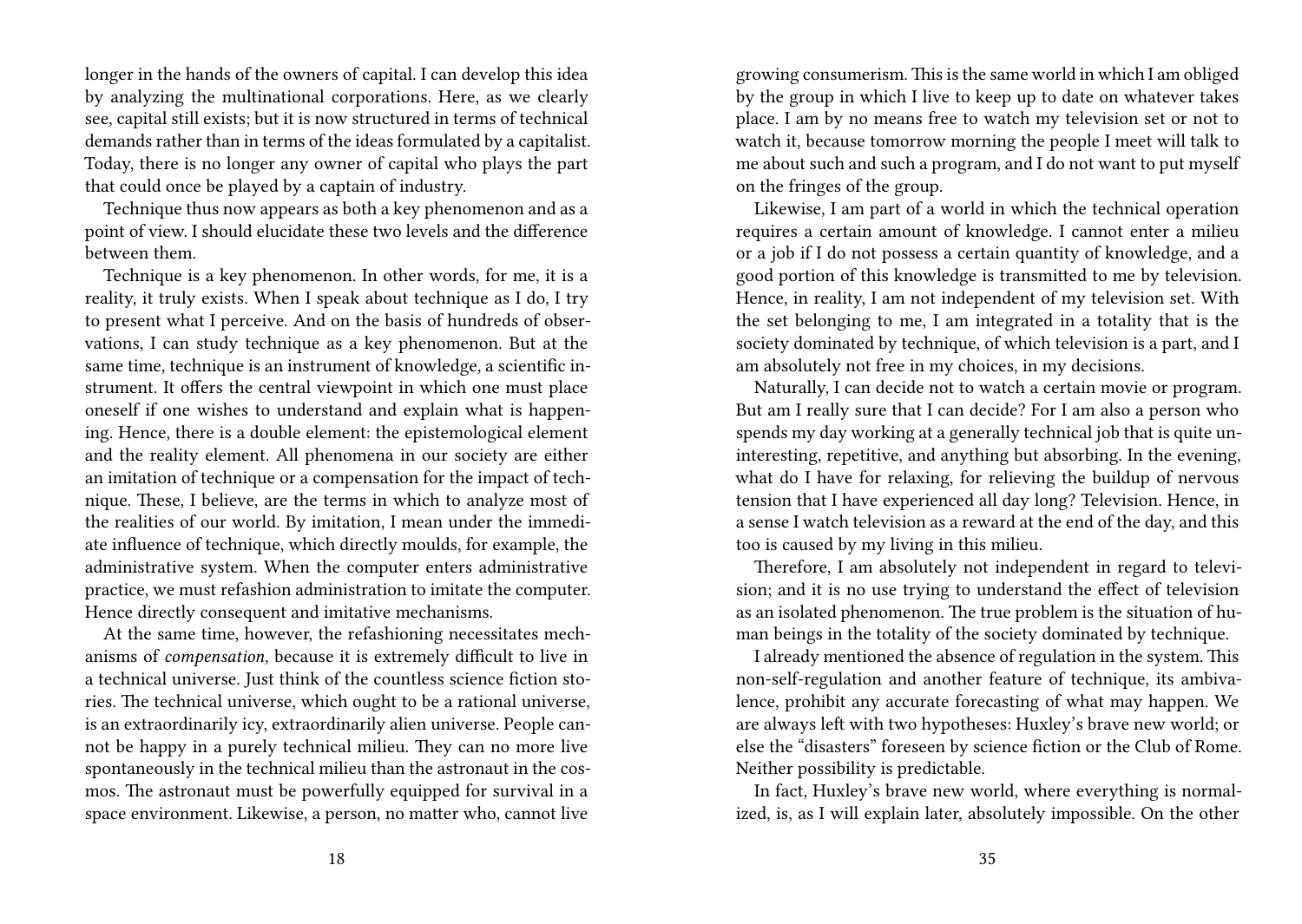longer in the hands of the owners of capital. I can develop this idea by analyzing the multinational corporations. Here, as we clearly see, capital still exists; but it is now structured in terms of technical demands rather than in terms of the ideas formulated by a capitalist. Today, there is no longer any owner of capital who plays the part that could once be played by a captain of industry.

Technique thus now appears as both a key phenomenon and as a point of view. I should elucidate these two levels and the difference between them.

Technique is a key phenomenon. In other words, for me, it is a reality, it truly exists. When I speak about technique as I do, I try to present what I perceive. And on the basis of hundreds of observations, I can study technique as a key phenomenon. But at the same time, technique is an instrument of knowledge, a scientific instrument. It offers the central viewpoint in which one must place oneself if one wishes to understand and explain what is happening. Hence, there is a double element: the epistemological element and the reality element. All phenomena in our society are either an imitation of technique or a compensation for the impact of technique. These, I believe, are the terms in which to analyze most of the realities of our world. By imitation, I mean under the immediate influence of technique, which directly moulds, for example, the administrative system. When the computer enters administrative practice, we must refashion administration to imitate the computer. Hence directly consequent and imitative mechanisms.

At the same time, however, the refashioning necessitates mechanisms of *compensation,* because it is extremely difficult to live in a technical universe. Just think of the countless science fiction stories. The technical universe, which ought to be a rational universe, is an extraordinarily icy, extraordinarily alien universe. People cannot be happy in a purely technical milieu. They can no more live spontaneously in the technical milieu than the astronaut in the cosmos. The astronaut must be powerfully equipped for survival in a space environment. Likewise, a person, no matter who, cannot live

growing consumerism. This is the same world in which I am obliged by the group in which I live to keep up to date on whatever takes place. I am by no means free to watch my television set or not to watch it, because tomorrow morning the people I meet will talk to me about such and such a program, and I do not want to put myself on the fringes of the group.

Likewise, I am part of a world in which the technical operation requires a certain amount of knowledge. I cannot enter a milieu or a job if I do not possess a certain quantity of knowledge, and a good portion of this knowledge is transmitted to me by television. Hence, in reality, I am not independent of my television set. With the set belonging to me, I am integrated in a totality that is the society dominated by technique, of which television is a part, and I am absolutely not free in my choices, in my decisions.

Naturally, I can decide not to watch a certain movie or program. But am I really sure that I can decide? For I am also a person who spends my day working at a generally technical job that is quite uninteresting, repetitive, and anything but absorbing. In the evening, what do I have for relaxing, for relieving the buildup of nervous tension that I have experienced all day long? Television. Hence, in a sense I watch television as a reward at the end of the day, and this too is caused by my living in this milieu.

Therefore, I am absolutely not independent in regard to television; and it is no use trying to understand the effect of television as an isolated phenomenon. The true problem is the situation of human beings in the totality of the society dominated by technique.

I already mentioned the absence of regulation in the system. This non-self-regulation and another feature of technique, its ambivalence, prohibit any accurate forecasting of what may happen. We are always left with two hypotheses: Huxley's brave new world; or else the "disasters" foreseen by science fiction or the Club of Rome. Neither possibility is predictable.

In fact, Huxley's brave new world, where everything is normalized, is, as I will explain later, absolutely impossible. On the other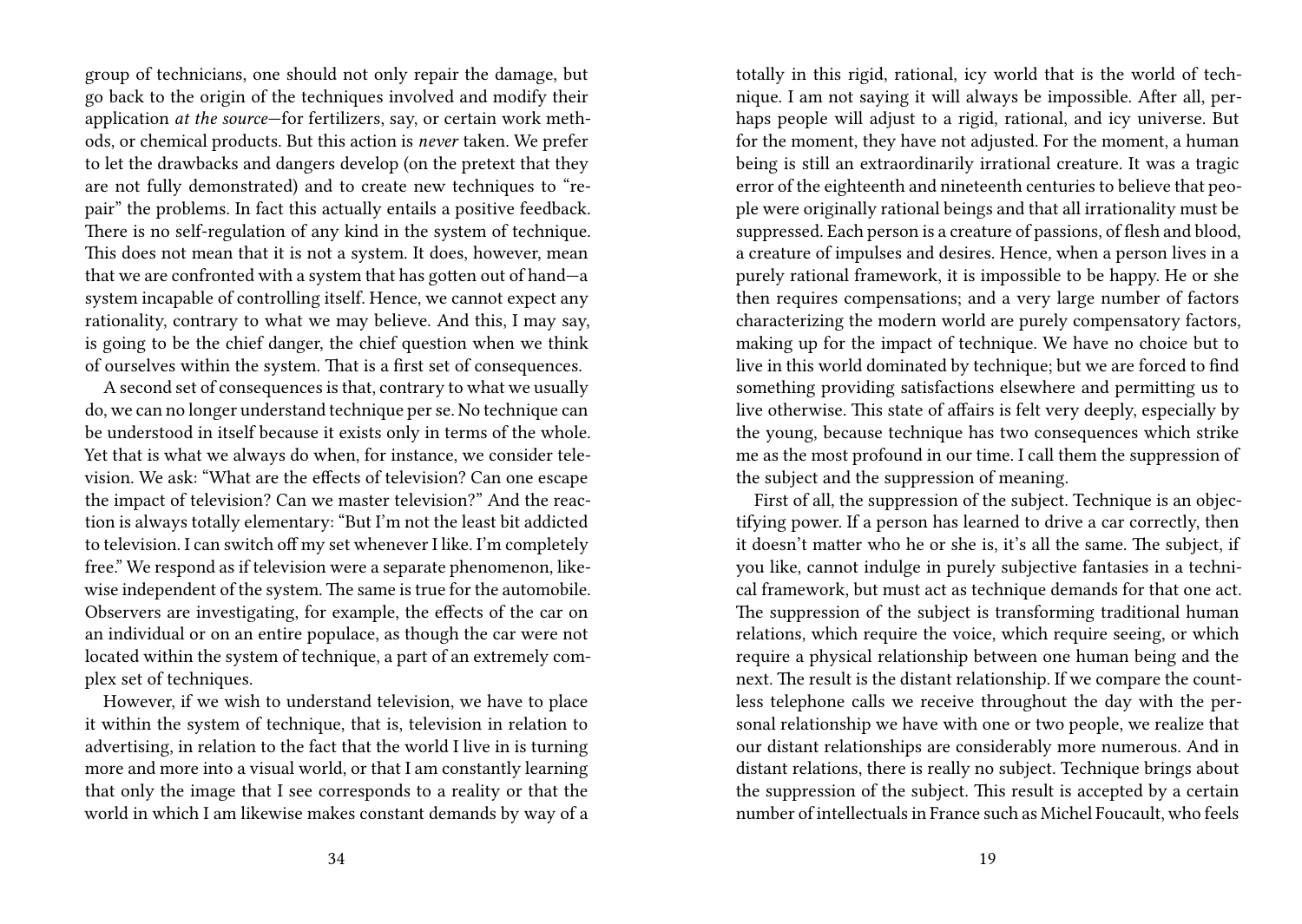group of technicians, one should not only repair the damage, but go back to the origin of the techniques involved and modify their application *at the source*—for fertilizers, say, or certain work methods, or chemical products. But this action is *never* taken. We prefer to let the drawbacks and dangers develop (on the pretext that they are not fully demonstrated) and to create new techniques to "repair" the problems. In fact this actually entails a positive feedback. There is no self-regulation of any kind in the system of technique. This does not mean that it is not a system. It does, however, mean that we are confronted with a system that has gotten out of hand—a system incapable of controlling itself. Hence, we cannot expect any rationality, contrary to what we may believe. And this, I may say, is going to be the chief danger, the chief question when we think of ourselves within the system. That is a first set of consequences.

A second set of consequences is that, contrary to what we usually do, we can no longer understand technique per se. No technique can be understood in itself because it exists only in terms of the whole. Yet that is what we always do when, for instance, we consider television. We ask: "What are the effects of television? Can one escape the impact of television? Can we master television?" And the reaction is always totally elementary: "But I'm not the least bit addicted to television. I can switch off my set whenever I like. I'm completely free." We respond as if television were a separate phenomenon, likewise independent of the system. The same is true for the automobile. Observers are investigating, for example, the effects of the car on an individual or on an entire populace, as though the car were not located within the system of technique, a part of an extremely complex set of techniques.

However, if we wish to understand television, we have to place it within the system of technique, that is, television in relation to advertising, in relation to the fact that the world I live in is turning more and more into a visual world, or that I am constantly learning that only the image that I see corresponds to a reality or that the world in which I am likewise makes constant demands by way of a

totally in this rigid, rational, icy world that is the world of technique. I am not saying it will always be impossible. After all, perhaps people will adjust to a rigid, rational, and icy universe. But for the moment, they have not adjusted. For the moment, a human being is still an extraordinarily irrational creature. It was a tragic error of the eighteenth and nineteenth centuries to believe that people were originally rational beings and that all irrationality must be suppressed. Each person is a creature of passions, of flesh and blood, a creature of impulses and desires. Hence, when a person lives in a purely rational framework, it is impossible to be happy. He or she then requires compensations; and a very large number of factors characterizing the modern world are purely compensatory factors, making up for the impact of technique. We have no choice but to live in this world dominated by technique; but we are forced to find something providing satisfactions elsewhere and permitting us to live otherwise. This state of affairs is felt very deeply, especially by the young, because technique has two consequences which strike me as the most profound in our time. I call them the suppression of the subject and the suppression of meaning.

First of all, the suppression of the subject. Technique is an objectifying power. If a person has learned to drive a car correctly, then it doesn't matter who he or she is, it's all the same. The subject, if you like, cannot indulge in purely subjective fantasies in a technical framework, but must act as technique demands for that one act. The suppression of the subject is transforming traditional human relations, which require the voice, which require seeing, or which require a physical relationship between one human being and the next. The result is the distant relationship. If we compare the countless telephone calls we receive throughout the day with the personal relationship we have with one or two people, we realize that our distant relationships are considerably more numerous. And in distant relations, there is really no subject. Technique brings about the suppression of the subject. This result is accepted by a certain number of intellectuals in France such as Michel Foucault, who feels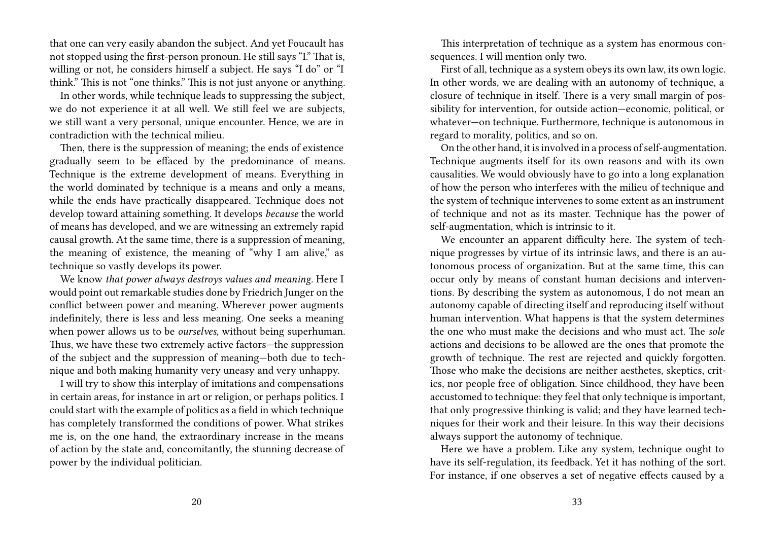that one can very easily abandon the subject. And yet Foucault has not stopped using the first-person pronoun. He still says "I." That is, willing or not, he considers himself a subject. He says "I do" or "I think." This is not "one thinks." This is not just anyone or anything.

In other words, while technique leads to suppressing the subject, we do not experience it at all well. We still feel we are subjects, we still want a very personal, unique encounter. Hence, we are in contradiction with the technical milieu.

Then, there is the suppression of meaning; the ends of existence gradually seem to be effaced by the predominance of means. Technique is the extreme development of means. Everything in the world dominated by technique is a means and only a means, while the ends have practically disappeared. Technique does not develop toward attaining something. It develops *because* the world of means has developed, and we are witnessing an extremely rapid causal growth. At the same time, there is a suppression of meaning, the meaning of existence, the meaning of "why I am alive," as technique so vastly develops its power.

We know *that power always destroys values and meaning.* Here I would point out remarkable studies done by Friedrich Junger on the conflict between power and meaning. Wherever power augments indefinitely, there is less and less meaning. One seeks a meaning when power allows us to be *ourselves,* without being superhuman. Thus, we have these two extremely active factors—the suppression of the subject and the suppression of meaning—both due to technique and both making humanity very uneasy and very unhappy.

I will try to show this interplay of imitations and compensations in certain areas, for instance in art or religion, or perhaps politics. I could start with the example of politics as a field in which technique has completely transformed the conditions of power. What strikes me is, on the one hand, the extraordinary increase in the means of action by the state and, concomitantly, the stunning decrease of power by the individual politician.

This interpretation of technique as a system has enormous consequences. I will mention only two.

First of all, technique as a system obeys its own law, its own logic. In other words, we are dealing with an autonomy of technique, a closure of technique in itself. There is a very small margin of possibility for intervention, for outside action—economic, political, or whatever—on technique. Furthermore, technique is autonomous in regard to morality, politics, and so on.

On the other hand, it is involved in a process of self-augmentation. Technique augments itself for its own reasons and with its own causalities. We would obviously have to go into a long explanation of how the person who interferes with the milieu of technique and the system of technique intervenes to some extent as an instrument of technique and not as its master. Technique has the power of self-augmentation, which is intrinsic to it.

We encounter an apparent difficulty here. The system of technique progresses by virtue of its intrinsic laws, and there is an autonomous process of organization. But at the same time, this can occur only by means of constant human decisions and interventions. By describing the system as autonomous, I do not mean an autonomy capable of directing itself and reproducing itself without human intervention. What happens is that the system determines the one who must make the decisions and who must act. The *sole* actions and decisions to be allowed are the ones that promote the growth of technique. The rest are rejected and quickly forgotten. Those who make the decisions are neither aesthetes, skeptics, critics, nor people free of obligation. Since childhood, they have been accustomed to technique: they feel that only technique is important, that only progressive thinking is valid; and they have learned techniques for their work and their leisure. In this way their decisions always support the autonomy of technique.

Here we have a problem. Like any system, technique ought to have its self-regulation, its feedback. Yet it has nothing of the sort. For instance, if one observes a set of negative effects caused by a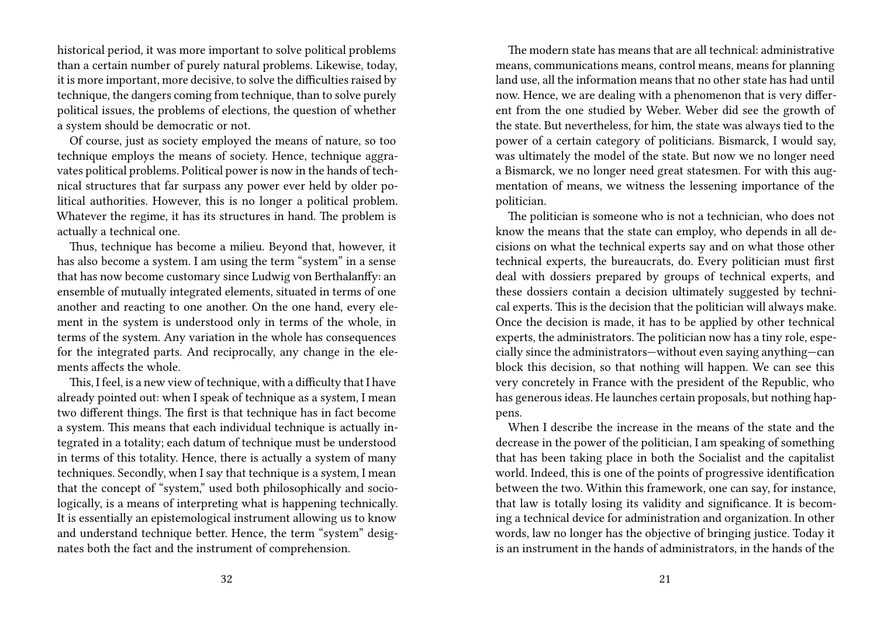historical period, it was more important to solve political problems than a certain number of purely natural problems. Likewise, today, it is more important, more decisive, to solve the difficulties raised by technique, the dangers coming from technique, than to solve purely political issues, the problems of elections, the question of whether a system should be democratic or not.

Of course, just as society employed the means of nature, so too technique employs the means of society. Hence, technique aggravates political problems. Political power is now in the hands of technical structures that far surpass any power ever held by older political authorities. However, this is no longer a political problem. Whatever the regime, it has its structures in hand. The problem is actually a technical one.

Thus, technique has become a milieu. Beyond that, however, it has also become a system. I am using the term "system" in a sense that has now become customary since Ludwig von Berthalanffy: an ensemble of mutually integrated elements, situated in terms of one another and reacting to one another. On the one hand, every element in the system is understood only in terms of the whole, in terms of the system. Any variation in the whole has consequences for the integrated parts. And reciprocally, any change in the elements affects the whole.

This, I feel, is a new view of technique, with a difficulty that I have already pointed out: when I speak of technique as a system, I mean two different things. The first is that technique has in fact become a system. This means that each individual technique is actually integrated in a totality; each datum of technique must be understood in terms of this totality. Hence, there is actually a system of many techniques. Secondly, when I say that technique is a system, I mean that the concept of "system," used both philosophically and sociologically, is a means of interpreting what is happening technically. It is essentially an epistemological instrument allowing us to know and understand technique better. Hence, the term "system" designates both the fact and the instrument of comprehension.

The modern state has means that are all technical: administrative means, communications means, control means, means for planning land use, all the information means that no other state has had until now. Hence, we are dealing with a phenomenon that is very different from the one studied by Weber. Weber did see the growth of the state. But nevertheless, for him, the state was always tied to the power of a certain category of politicians. Bismarck, I would say, was ultimately the model of the state. But now we no longer need a Bismarck, we no longer need great statesmen. For with this augmentation of means, we witness the lessening importance of the politician.

The politician is someone who is not a technician, who does not know the means that the state can employ, who depends in all decisions on what the technical experts say and on what those other technical experts, the bureaucrats, do. Every politician must first deal with dossiers prepared by groups of technical experts, and these dossiers contain a decision ultimately suggested by technical experts. This is the decision that the politician will always make. Once the decision is made, it has to be applied by other technical experts, the administrators. The politician now has a tiny role, especially since the administrators—without even saying anything—can block this decision, so that nothing will happen. We can see this very concretely in France with the president of the Republic, who has generous ideas. He launches certain proposals, but nothing happens.

When I describe the increase in the means of the state and the decrease in the power of the politician, I am speaking of something that has been taking place in both the Socialist and the capitalist world. Indeed, this is one of the points of progressive identification between the two. Within this framework, one can say, for instance, that law is totally losing its validity and significance. It is becoming a technical device for administration and organization. In other words, law no longer has the objective of bringing justice. Today it is an instrument in the hands of administrators, in the hands of the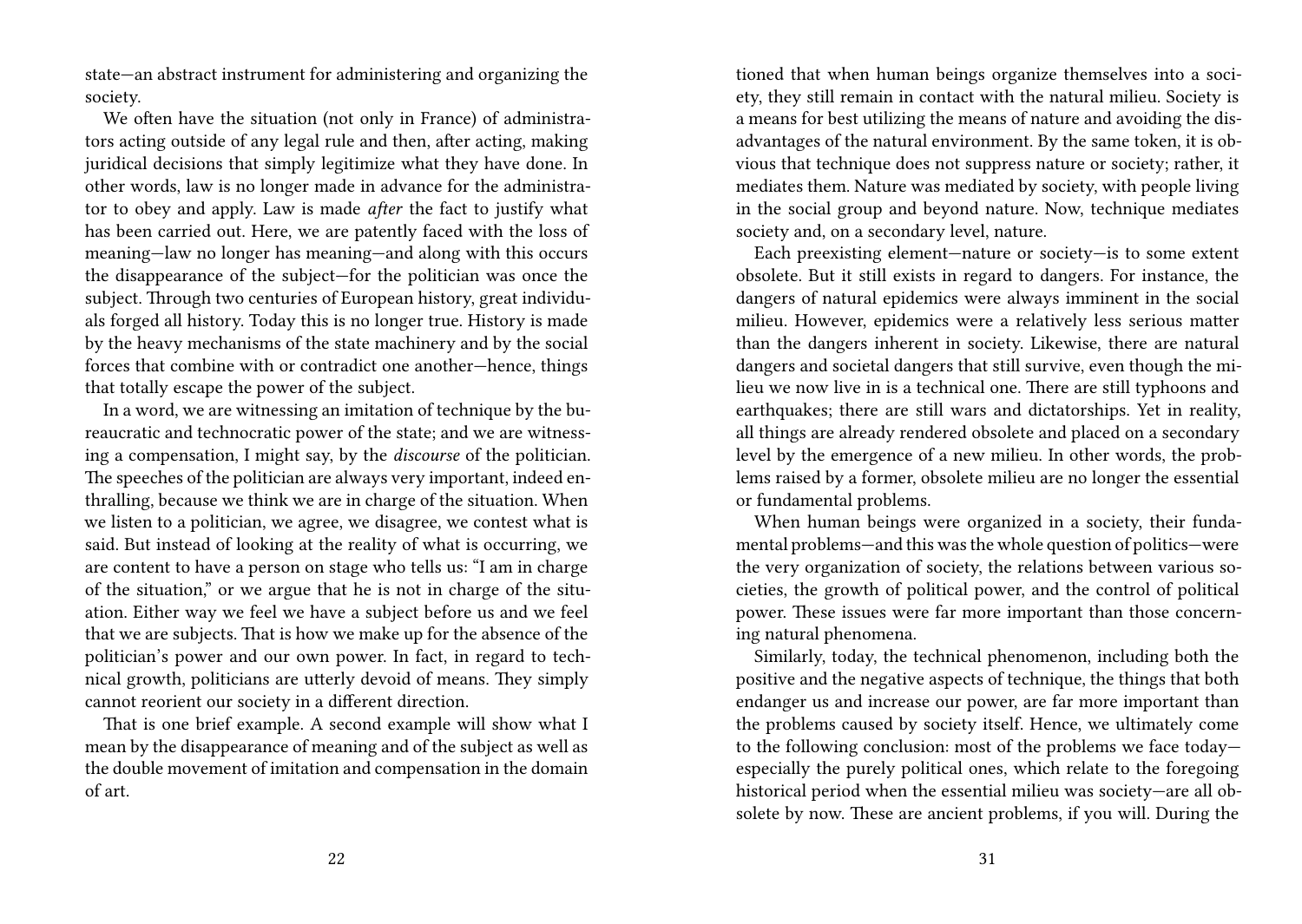state—an abstract instrument for administering and organizing the society.

We often have the situation (not only in France) of administrators acting outside of any legal rule and then, after acting, making juridical decisions that simply legitimize what they have done. In other words, law is no longer made in advance for the administrator to obey and apply. Law is made *after* the fact to justify what has been carried out. Here, we are patently faced with the loss of meaning—law no longer has meaning—and along with this occurs the disappearance of the subject—for the politician was once the subject. Through two centuries of European history, great individuals forged all history. Today this is no longer true. History is made by the heavy mechanisms of the state machinery and by the social forces that combine with or contradict one another—hence, things that totally escape the power of the subject.

In a word, we are witnessing an imitation of technique by the bureaucratic and technocratic power of the state; and we are witnessing a compensation, I might say, by the *discourse* of the politician. The speeches of the politician are always very important, indeed enthralling, because we think we are in charge of the situation. When we listen to a politician, we agree, we disagree, we contest what is said. But instead of looking at the reality of what is occurring, we are content to have a person on stage who tells us: "I am in charge of the situation," or we argue that he is not in charge of the situation. Either way we feel we have a subject before us and we feel that we are subjects. That is how we make up for the absence of the politician's power and our own power. In fact, in regard to technical growth, politicians are utterly devoid of means. They simply cannot reorient our society in a different direction.

That is one brief example. A second example will show what I mean by the disappearance of meaning and of the subject as well as the double movement of imitation and compensation in the domain of art.

tioned that when human beings organize themselves into a society, they still remain in contact with the natural milieu. Society is a means for best utilizing the means of nature and avoiding the disadvantages of the natural environment. By the same token, it is obvious that technique does not suppress nature or society; rather, it mediates them. Nature was mediated by society, with people living in the social group and beyond nature. Now, technique mediates society and, on a secondary level, nature.

Each preexisting element—nature or society—is to some extent obsolete. But it still exists in regard to dangers. For instance, the dangers of natural epidemics were always imminent in the social milieu. However, epidemics were a relatively less serious matter than the dangers inherent in society. Likewise, there are natural dangers and societal dangers that still survive, even though the milieu we now live in is a technical one. There are still typhoons and earthquakes; there are still wars and dictatorships. Yet in reality, all things are already rendered obsolete and placed on a secondary level by the emergence of a new milieu. In other words, the problems raised by a former, obsolete milieu are no longer the essential or fundamental problems.

When human beings were organized in a society, their fundamental problems—and this was the whole question of politics—were the very organization of society, the relations between various societies, the growth of political power, and the control of political power. These issues were far more important than those concerning natural phenomena.

Similarly, today, the technical phenomenon, including both the positive and the negative aspects of technique, the things that both endanger us and increase our power, are far more important than the problems caused by society itself. Hence, we ultimately come to the following conclusion: most of the problems we face today—especially the purely political ones, which relate to the foregoing historical period when the essential milieu was society—are all obsolete by now. These are ancient problems, if you will. During the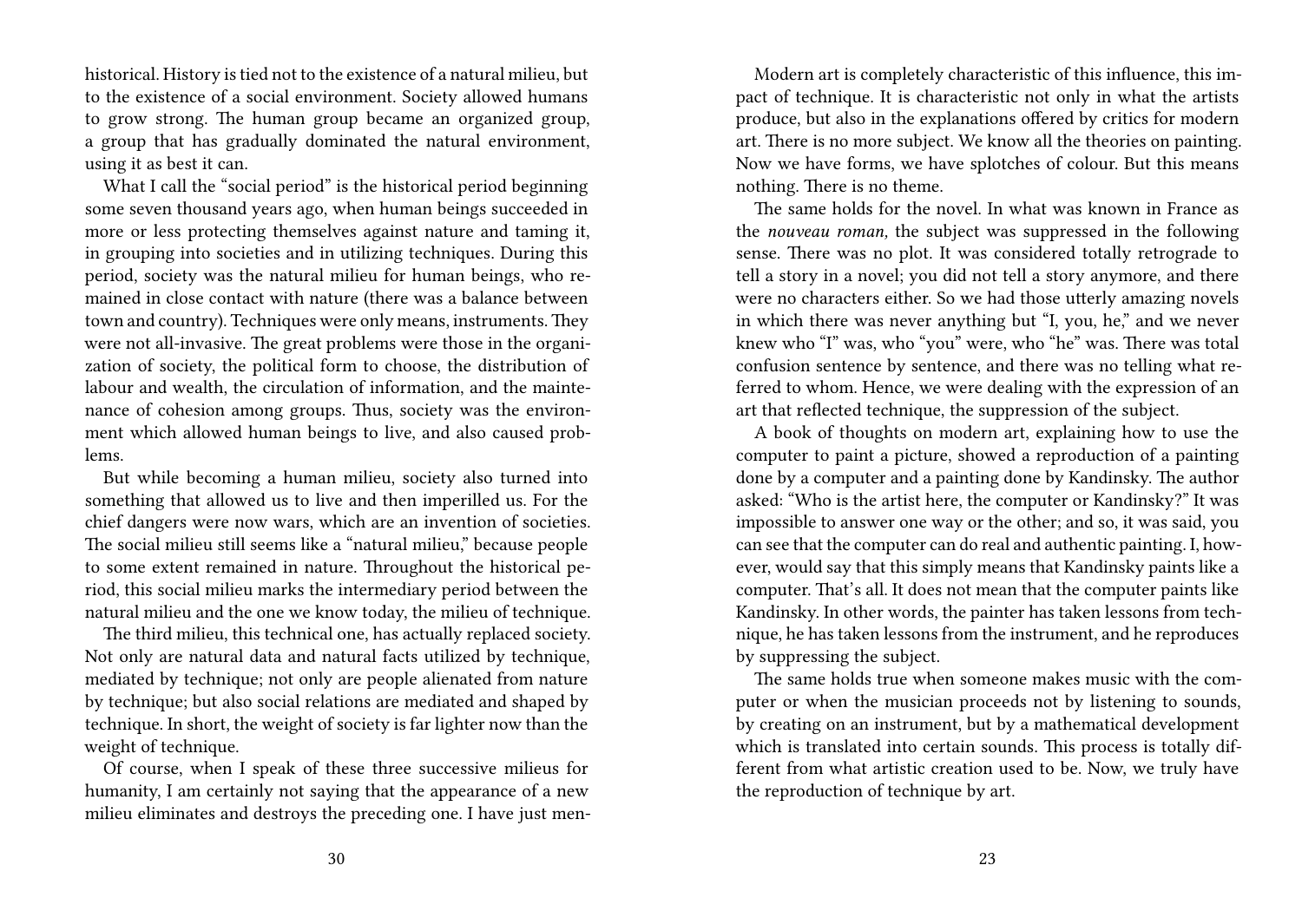historical. History is tied not to the existence of a natural milieu, but to the existence of a social environment. Society allowed humans to grow strong. The human group became an organized group, a group that has gradually dominated the natural environment, using it as best it can.

What I call the "social period" is the historical period beginning some seven thousand years ago, when human beings succeeded in more or less protecting themselves against nature and taming it, in grouping into societies and in utilizing techniques. During this period, society was the natural milieu for human beings, who remained in close contact with nature (there was a balance between town and country). Techniques were only means, instruments. They were not all-invasive. The great problems were those in the organization of society, the political form to choose, the distribution of labour and wealth, the circulation of information, and the maintenance of cohesion among groups. Thus, society was the environment which allowed human beings to live, and also caused problems.

But while becoming a human milieu, society also turned into something that allowed us to live and then imperilled us. For the chief dangers were now wars, which are an invention of societies. The social milieu still seems like a "natural milieu," because people to some extent remained in nature. Throughout the historical period, this social milieu marks the intermediary period between the natural milieu and the one we know today, the milieu of technique.

The third milieu, this technical one, has actually replaced society. Not only are natural data and natural facts utilized by technique, mediated by technique; not only are people alienated from nature by technique; but also social relations are mediated and shaped by technique. In short, the weight of society is far lighter now than the weight of technique.

Of course, when I speak of these three successive milieus for humanity, I am certainly not saying that the appearance of a new milieu eliminates and destroys the preceding one. I have just men-

Modern art is completely characteristic of this influence, this impact of technique. It is characteristic not only in what the artists produce, but also in the explanations offered by critics for modern art. There is no more subject. We know all the theories on painting. Now we have forms, we have splotches of colour. But this means nothing. There is no theme.

The same holds for the novel. In what was known in France as the *nouveau roman,* the subject was suppressed in the following sense. There was no plot. It was considered totally retrograde to tell a story in a novel; you did not tell a story anymore, and there were no characters either. So we had those utterly amazing novels in which there was never anything but "I, you, he," and we never knew who "I" was, who "you" were, who "he" was. There was total confusion sentence by sentence, and there was no telling what referred to whom. Hence, we were dealing with the expression of an art that reflected technique, the suppression of the subject.

A book of thoughts on modern art, explaining how to use the computer to paint a picture, showed a reproduction of a painting done by a computer and a painting done by Kandinsky. The author asked: "Who is the artist here, the computer or Kandinsky?" It was impossible to answer one way or the other; and so, it was said, you can see that the computer can do real and authentic painting. I, however, would say that this simply means that Kandinsky paints like a computer. That's all. It does not mean that the computer paints like Kandinsky. In other words, the painter has taken lessons from technique, he has taken lessons from the instrument, and he reproduces by suppressing the subject.

The same holds true when someone makes music with the computer or when the musician proceeds not by listening to sounds, by creating on an instrument, but by a mathematical development which is translated into certain sounds. This process is totally different from what artistic creation used to be. Now, we truly have the reproduction of technique by art.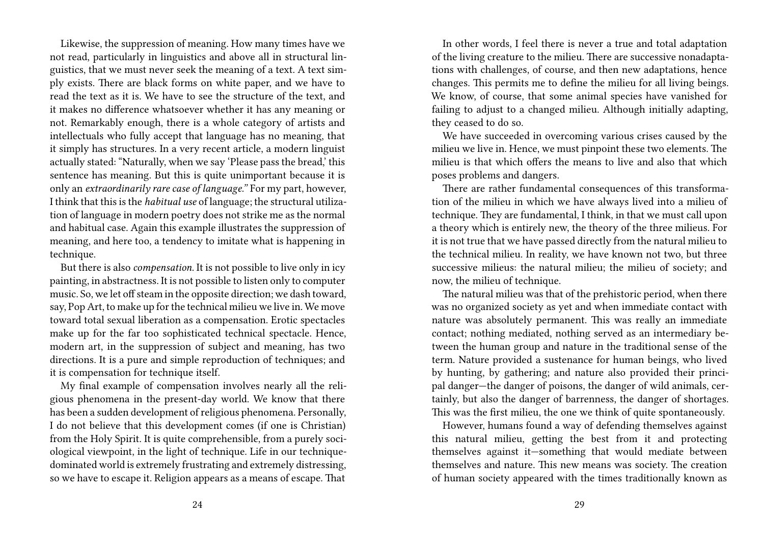Likewise, the suppression of meaning. How many times have we not read, particularly in linguistics and above all in structural linguistics, that we must never seek the meaning of a text. A text simply exists. There are black forms on white paper, and we have to read the text as it is. We have to see the structure of the text, and it makes no difference whatsoever whether it has any meaning or not. Remarkably enough, there is a whole category of artists and intellectuals who fully accept that language has no meaning, that it simply has structures. In a very recent article, a modern linguist actually stated: "Naturally, when we say 'Please pass the bread,' this sentence has meaning. But this is quite unimportant because it is only an *extraordinarily rare case of language.*" For my part, however, I think that this is the *habitual use* of language; the structural utilization of language in modern poetry does not strike me as the normal and habitual case. Again this example illustrates the suppression of meaning, and here too, a tendency to imitate what is happening in technique.

But there is also *compensation.* It is not possible to live only in icy painting, in abstractness. It is not possible to listen only to computer music. So, we let off steam in the opposite direction; we dash toward, say, Pop Art, to make up for the technical milieu we live in. We move toward total sexual liberation as a compensation. Erotic spectacles make up for the far too sophisticated technical spectacle. Hence, modern art, in the suppression of subject and meaning, has two directions. It is a pure and simple reproduction of techniques; and it is compensation for technique itself.

My final example of compensation involves nearly all the religious phenomena in the present-day world. We know that there has been a sudden development of religious phenomena. Personally, I do not believe that this development comes (if one is Christian) from the Holy Spirit. It is quite comprehensible, from a purely sociological viewpoint, in the light of technique. Life in our technique-dominated world is extremely frustrating and extremely distressing, so we have to escape it. Religion appears as a means of escape. That

In other words, I feel there is never a true and total adaptation of the living creature to the milieu. There are successive nonadaptations with challenges, of course, and then new adaptations, hence changes. This permits me to define the milieu for all living beings. We know, of course, that some animal species have vanished for failing to adjust to a changed milieu. Although initially adapting, they ceased to do so.

We have succeeded in overcoming various crises caused by the milieu we live in. Hence, we must pinpoint these two elements. The milieu is that which offers the means to live and also that which poses problems and dangers.

There are rather fundamental consequences of this transformation of the milieu in which we have always lived into a milieu of technique. They are fundamental, I think, in that we must call upon a theory which is entirely new, the theory of the three milieus. For it is not true that we have passed directly from the natural milieu to the technical milieu. In reality, we have known not two, but three successive milieus: the natural milieu; the milieu of society; and now, the milieu of technique.

The natural milieu was that of the prehistoric period, when there was no organized society as yet and when immediate contact with nature was absolutely permanent. This was really an immediate contact; nothing mediated, nothing served as an intermediary between the human group and nature in the traditional sense of the term. Nature provided a sustenance for human beings, who lived by hunting, by gathering; and nature also provided their principal danger—the danger of poisons, the danger of wild animals, certainly, but also the danger of barrenness, the danger of shortages. This was the first milieu, the one we think of quite spontaneously.

However, humans found a way of defending themselves against this natural milieu, getting the best from it and protecting themselves against it—something that would mediate between themselves and nature. This new means was society. The creation of human society appeared with the times traditionally known as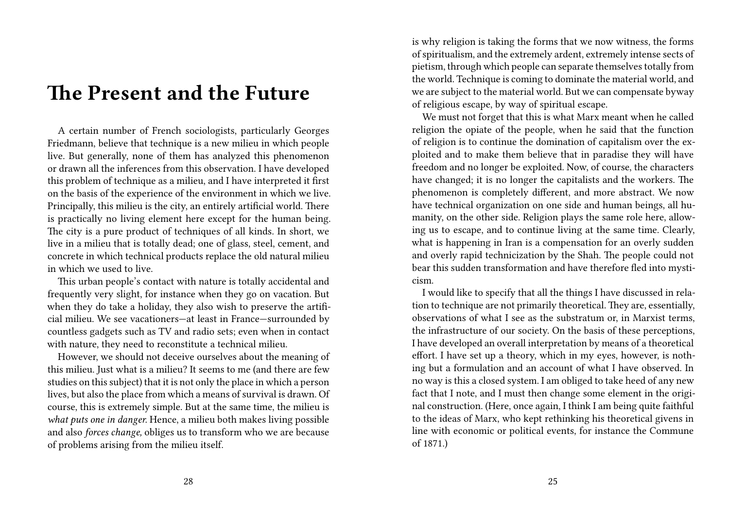# The Present and the Future

A certain number of French sociologists, particularly Georges Friedmann, believe that technique is a new milieu in which people live. But generally, none of them has analyzed this phenomenon or drawn all the inferences from this observation. I have developed this problem of technique as a milieu, and I have interpreted it first on the basis of the experience of the environment in which we live. Principally, this milieu is the city, an entirely artificial world. There is practically no living element here except for the human being. The city is a pure product of techniques of all kinds. In short, we live in a milieu that is totally dead; one of glass, steel, cement, and concrete in which technical products replace the old natural milieu in which we used to live.

This urban people's contact with nature is totally accidental and frequently very slight, for instance when they go on vacation. But when they do take a holiday, they also wish to preserve the artificial milieu. We see vacationers—at least in France—surrounded by countless gadgets such as TV and radio sets; even when in contact with nature, they need to reconstitute a technical milieu.

However, we should not deceive ourselves about the meaning of this milieu. Just what is a milieu? It seems to me (and there are few studies on this subject) that it is not only the place in which a person lives, but also the place from which a means of survival is drawn. Of course, this is extremely simple. But at the same time, the milieu is *what puts one in danger.* Hence, a milieu both makes living possible and also *forces change,* obliges us to transform who we are because of problems arising from the milieu itself.

is why religion is taking the forms that we now witness, the forms of spiritualism, and the extremely ardent, extremely intense sects of pietism, through which people can separate themselves totally from the world. Technique is coming to dominate the material world, and we are subject to the material world. But we can compensate byway of religious escape, by way of spiritual escape.

We must not forget that this is what Marx meant when he called religion the opiate of the people, when he said that the function of religion is to continue the domination of capitalism over the exploited and to make them believe that in paradise they will have freedom and no longer be exploited. Now, of course, the characters have changed; it is no longer the capitalists and the workers. The phenomenon is completely different, and more abstract. We now have technical organization on one side and human beings, all humanity, on the other side. Religion plays the same role here, allowing us to escape, and to continue living at the same time. Clearly, what is happening in Iran is a compensation for an overly sudden and overly rapid technicization by the Shah. The people could not bear this sudden transformation and have therefore fled into mysticism.

I would like to specify that all the things I have discussed in relation to technique are not primarily theoretical. They are, essentially, observations of what I see as the substratum or, in Marxist terms, the infrastructure of our society. On the basis of these perceptions, I have developed an overall interpretation by means of a theoretical effort. I have set up a theory, which in my eyes, however, is nothing but a formulation and an account of what I have observed. In no way is this a closed system. I am obliged to take heed of any new fact that I note, and I must then change some element in the original construction. (Here, once again, I think I am being quite faithful to the ideas of Marx, who kept rethinking his theoretical givens in line with economic or political events, for instance the Commune of 1871.)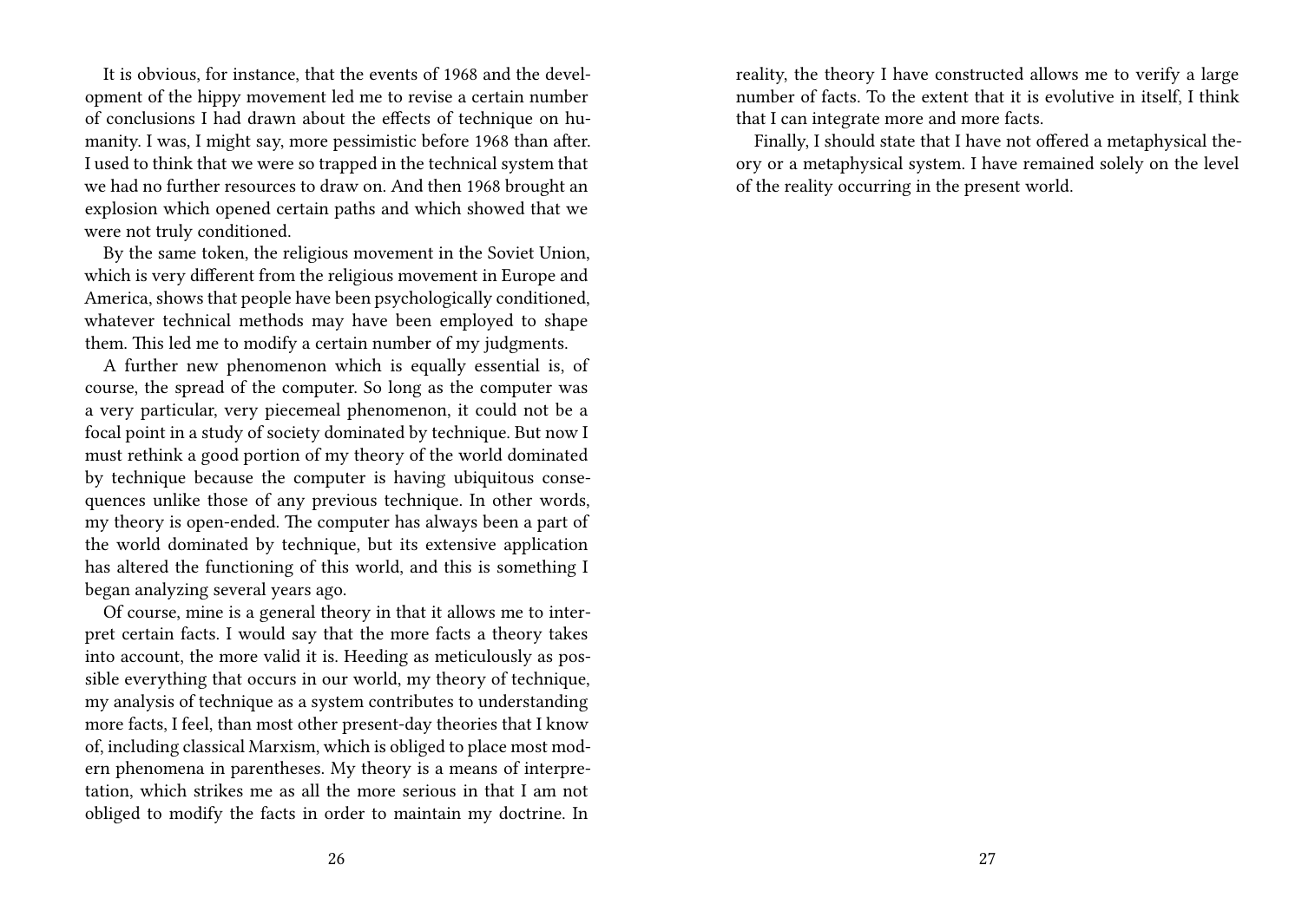It is obvious, for instance, that the events of 1968 and the development of the hippy movement led me to revise a certain number of conclusions I had drawn about the effects of technique on humanity. I was, I might say, more pessimistic before 1968 than after. I used to think that we were so trapped in the technical system that we had no further resources to draw on. And then 1968 brought an explosion which opened certain paths and which showed that we were not truly conditioned.

By the same token, the religious movement in the Soviet Union, which is very different from the religious movement in Europe and America, shows that people have been psychologically conditioned, whatever technical methods may have been employed to shape them. This led me to modify a certain number of my judgments.

A further new phenomenon which is equally essential is, of course, the spread of the computer. So long as the computer was a very particular, very piecemeal phenomenon, it could not be a focal point in a study of society dominated by technique. But now I must rethink a good portion of my theory of the world dominated by technique because the computer is having ubiquitous consequences unlike those of any previous technique. In other words, my theory is open-ended. The computer has always been a part of the world dominated by technique, but its extensive application has altered the functioning of this world, and this is something I began analyzing several years ago.

Of course, mine is a general theory in that it allows me to interpret certain facts. I would say that the more facts a theory takes into account, the more valid it is. Heeding as meticulously as possible everything that occurs in our world, my theory of technique, my analysis of technique as a system contributes to understanding more facts, I feel, than most other present-day theories that I know of, including classical Marxism, which is obliged to place most modern phenomena in parentheses. My theory is a means of interpretation, which strikes me as all the more serious in that I am not obliged to modify the facts in order to maintain my doctrine. In reality, the theory I have constructed allows me to verify a large number of facts. To the extent that it is evolutive in itself, I think that I can integrate more and more facts.

Finally, I should state that I have not offered a metaphysical theory or a metaphysical system. I have remained solely on the level of the reality occurring in the present world.